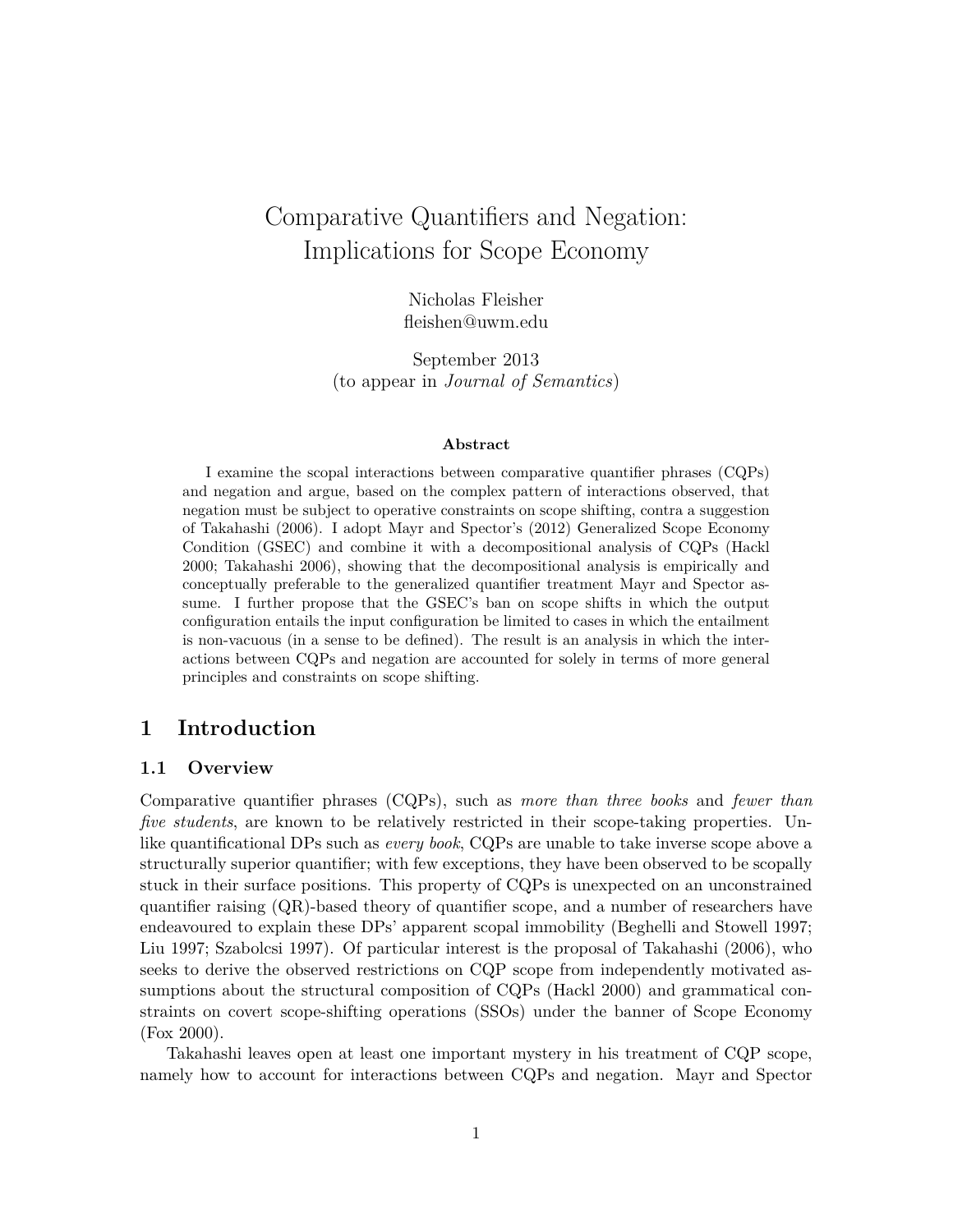# Comparative Quantifiers and Negation: Implications for Scope Economy

Nicholas Fleisher
fleishen@uwm.edu

September 2013
(to appear in *Journal of Semantics*)

**Abstract**

I examine the scopal interactions between comparative quantifier phrases (CQPs) and negation and argue, based on the complex pattern of interactions observed, that negation must be subject to operative constraints on scope shifting, contra a suggestion of Takahashi (2006). I adopt Mayr and Spector's (2012) Generalized Scope Economy Condition (GSEC) and combine it with a decompositional analysis of CQPs (Hackl 2000; Takahashi 2006), showing that the decompositional analysis is empirically and conceptually preferable to the generalized quantifier treatment Mayr and Spector assume. I further propose that the GSEC's ban on scope shifts in which the output configuration entails the input configuration be limited to cases in which the entailment is non-vacuous (in a sense to be defined). The result is an analysis in which the interactions between CQPs and negation are accounted for solely in terms of more general principles and constraints on scope shifting.

## 1 Introduction

### 1.1 Overview

Comparative quantifier phrases (CQPs), such as *more than three books* and *fewer than five students*, are known to be relatively restricted in their scope-taking properties. Unlike quantificational DPs such as *every book*, CQPs are unable to take inverse scope above a structurally superior quantifier; with few exceptions, they have been observed to be scopally stuck in their surface positions. This property of CQPs is unexpected on an unconstrained quantifier raising (QR)-based theory of quantifier scope, and a number of researchers have endeavoured to explain these DPs' apparent scopal immobility (Beghelli and Stowell 1997; Liu 1997; Szabolcsi 1997). Of particular interest is the proposal of Takahashi (2006), who seeks to derive the observed restrictions on CQP scope from independently motivated assumptions about the structural composition of CQPs (Hackl 2000) and grammatical constraints on covert scope-shifting operations (SSOs) under the banner of Scope Economy (Fox 2000).

Takahashi leaves open at least one important mystery in his treatment of CQP scope, namely how to account for interactions between CQPs and negation. Mayr and Spector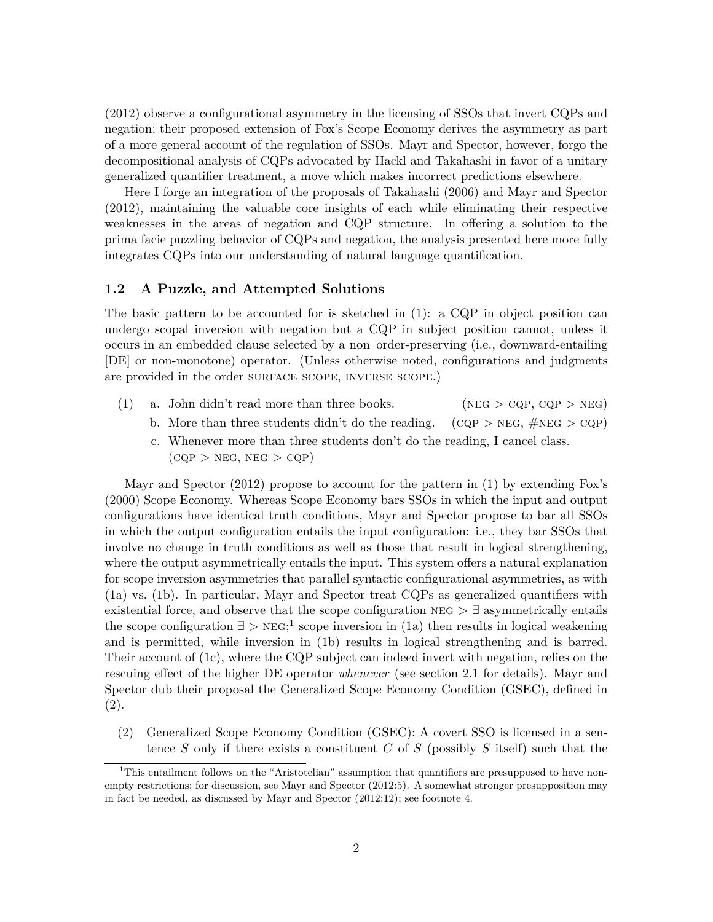(2012) observe a configurational asymmetry in the licensing of SSOs that invert CQPs and negation; their proposed extension of Fox's Scope Economy derives the asymmetry as part of a more general account of the regulation of SSOs. Mayr and Spector, however, forgo the decompositional analysis of CQPs advocated by Hackl and Takahashi in favor of a unitary generalized quantifier treatment, a move which makes incorrect predictions elsewhere.

Here I forge an integration of the proposals of Takahashi (2006) and Mayr and Spector (2012), maintaining the valuable core insights of each while eliminating their respective weaknesses in the areas of negation and CQP structure. In offering a solution to the prima facie puzzling behavior of CQPs and negation, the analysis presented here more fully integrates CQPs into our understanding of natural language quantification.

### 1.2 A Puzzle, and Attempted Solutions

The basic pattern to be accounted for is sketched in (1): a CQP in object position can undergo scopal inversion with negation but a CQP in subject position cannot, unless it occurs in an embedded clause selected by a non–order-preserving (i.e., downward-entailing [DE] or non-monotone) operator. (Unless otherwise noted, configurations and judgments are provided in the order SURFACE SCOPE, INVERSE SCOPE.)

(1) a. John didn't read more than three books. (NEG > CQP, CQP > NEG)
  b. More than three students didn't do the reading. (CQP > NEG, #NEG > CQP)
  c. Whenever more than three students don't do the reading, I cancel class. (CQP > NEG, NEG > CQP)

Mayr and Spector (2012) propose to account for the pattern in (1) by extending Fox's (2000) Scope Economy. Whereas Scope Economy bars SSOs in which the input and output configurations have identical truth conditions, Mayr and Spector propose to bar all SSOs in which the output configuration entails the input configuration: i.e., they bar SSOs that involve no change in truth conditions as well as those that result in logical strengthening, where the output asymmetrically entails the input. This system offers a natural explanation for scope inversion asymmetries that parallel syntactic configurational asymmetries, as with (1a) vs. (1b). In particular, Mayr and Spector treat CQPs as generalized quantifiers with existential force, and observe that the scope configuration NEG $> \exists$ asymmetrically entails the scope configuration $\exists >$ NEG;[1] scope inversion in (1a) then results in logical weakening and is permitted, while inversion in (1b) results in logical strengthening and is barred. Their account of (1c), where the CQP subject can indeed invert with negation, relies on the rescuing effect of the higher DE operator *whenever* (see section 2.1 for details). Mayr and Spector dub their proposal the Generalized Scope Economy Condition (GSEC), defined in (2).

(2) Generalized Scope Economy Condition (GSEC): A covert SSO is licensed in a sentence $S$ only if there exists a constituent $C$ of $S$ (possibly $S$ itself) such that the

[1] This entailment follows on the "Aristotelian" assumption that quantifiers are presupposed to have nonempty restrictions; for discussion, see Mayr and Spector (2012:5). A somewhat stronger presupposition may in fact be needed, as discussed by Mayr and Spector (2012:12); see footnote 4.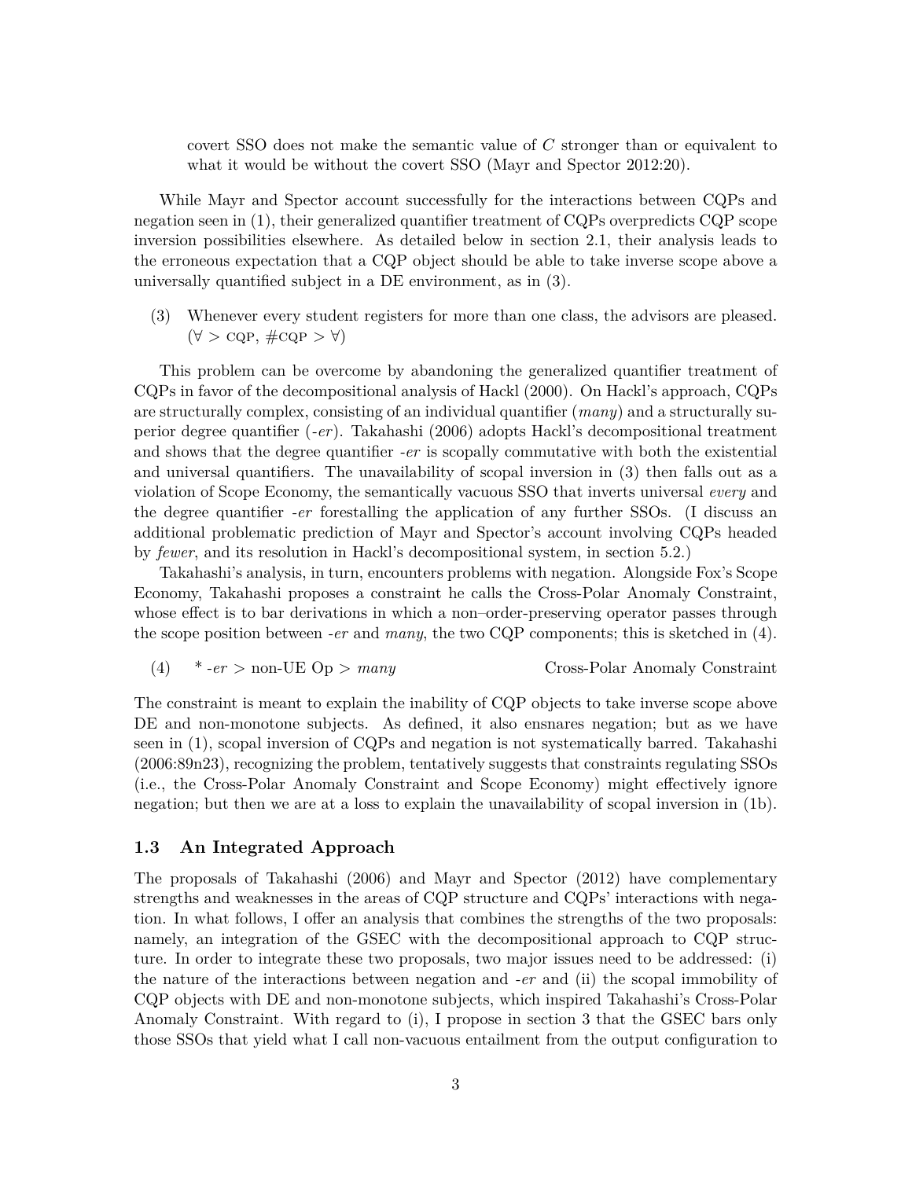covert SSO does not make the semantic value of *C* stronger than or equivalent to what it would be without the covert SSO (Mayr and Spector 2012:20).

While Mayr and Spector account successfully for the interactions between CQPs and negation seen in (1), their generalized quantifier treatment of CQPs overpredicts CQP scope inversion possibilities elsewhere. As detailed below in section 2.1, their analysis leads to the erroneous expectation that a CQP object should be able to take inverse scope above a universally quantified subject in a DE environment, as in (3).

(3) Whenever every student registers for more than one class, the advisors are pleased. ($\forall$ > CQP, #CQP > $\forall$)

This problem can be overcome by abandoning the generalized quantifier treatment of CQPs in favor of the decompositional analysis of Hackl (2000). On Hackl's approach, CQPs are structurally complex, consisting of an individual quantifier (*many*) and a structurally superior degree quantifier (*-er*). Takahashi (2006) adopts Hackl's decompositional treatment and shows that the degree quantifier *-er* is scopally commutative with both the existential and universal quantifiers. The unavailability of scopal inversion in (3) then falls out as a violation of Scope Economy, the semantically vacuous SSO that inverts universal *every* and the degree quantifier *-er* forestalling the application of any further SSOs. (I discuss an additional problematic prediction of Mayr and Spector's account involving CQPs headed by *fewer*, and its resolution in Hackl's decompositional system, in section 5.2.)

Takahashi's analysis, in turn, encounters problems with negation. Alongside Fox's Scope Economy, Takahashi proposes a constraint he calls the Cross-Polar Anomaly Constraint, whose effect is to bar derivations in which a non–order-preserving operator passes through the scope position between *-er* and *many*, the two CQP components; this is sketched in (4).

(4) * *-er* > non-UE Op > *many* — Cross-Polar Anomaly Constraint

The constraint is meant to explain the inability of CQP objects to take inverse scope above DE and non-monotone subjects. As defined, it also ensnares negation; but as we have seen in (1), scopal inversion of CQPs and negation is not systematically barred. Takahashi (2006:89n23), recognizing the problem, tentatively suggests that constraints regulating SSOs (i.e., the Cross-Polar Anomaly Constraint and Scope Economy) might effectively ignore negation; but then we are at a loss to explain the unavailability of scopal inversion in (1b).

### 1.3 An Integrated Approach

The proposals of Takahashi (2006) and Mayr and Spector (2012) have complementary strengths and weaknesses in the areas of CQP structure and CQPs' interactions with negation. In what follows, I offer an analysis that combines the strengths of the two proposals: namely, an integration of the GSEC with the decompositional approach to CQP structure. In order to integrate these two proposals, two major issues need to be addressed: (i) the nature of the interactions between negation and *-er* and (ii) the scopal immobility of CQP objects with DE and non-monotone subjects, which inspired Takahashi's Cross-Polar Anomaly Constraint. With regard to (i), I propose in section 3 that the GSEC bars only those SSOs that yield what I call non-vacuous entailment from the output configuration to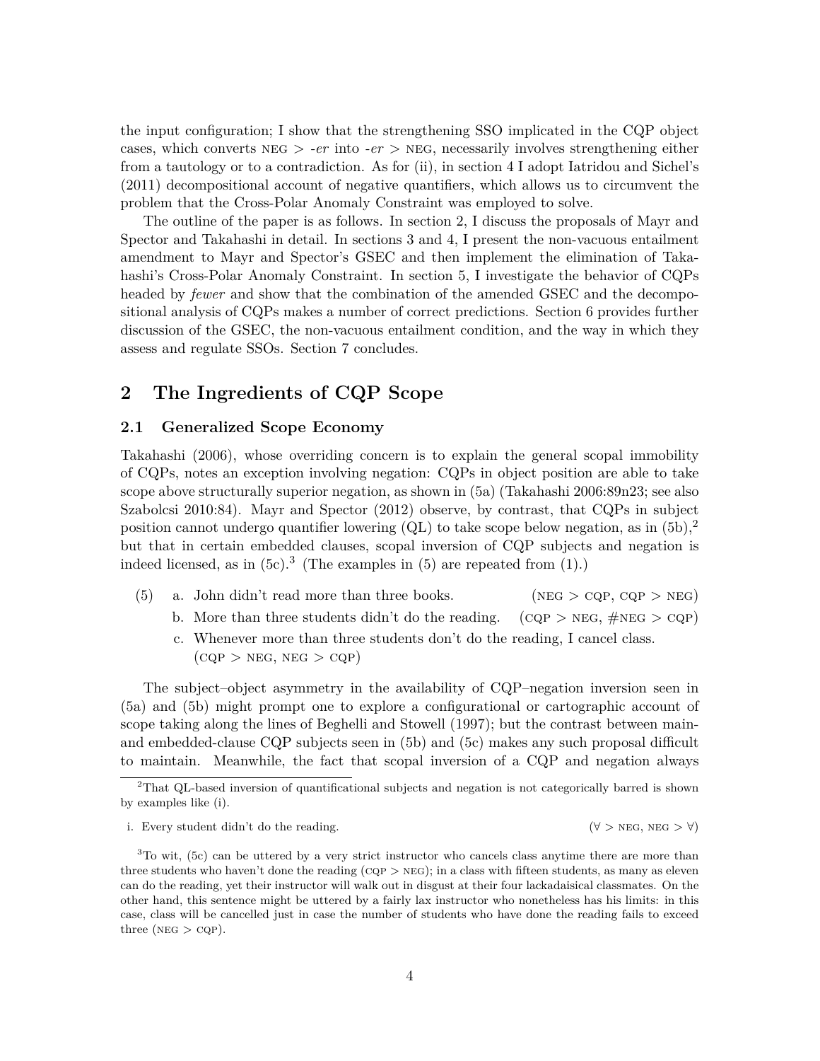the input configuration; I show that the strengthening SSO implicated in the CQP object cases, which converts NEG > *-er* into *-er* > NEG, necessarily involves strengthening either from a tautology or to a contradiction. As for (ii), in section 4 I adopt Iatridou and Sichel's (2011) decompositional account of negative quantifiers, which allows us to circumvent the problem that the Cross-Polar Anomaly Constraint was employed to solve.

The outline of the paper is as follows. In section 2, I discuss the proposals of Mayr and Spector and Takahashi in detail. In sections 3 and 4, I present the non-vacuous entailment amendment to Mayr and Spector's GSEC and then implement the elimination of Takahashi's Cross-Polar Anomaly Constraint. In section 5, I investigate the behavior of CQPs headed by *fewer* and show that the combination of the amended GSEC and the decompositional analysis of CQPs makes a number of correct predictions. Section 6 provides further discussion of the GSEC, the non-vacuous entailment condition, and the way in which they assess and regulate SSOs. Section 7 concludes.

## 2 The Ingredients of CQP Scope

### 2.1 Generalized Scope Economy

Takahashi (2006), whose overriding concern is to explain the general scopal immobility of CQPs, notes an exception involving negation: CQPs in object position are able to take scope above structurally superior negation, as shown in (5a) (Takahashi 2006:89n23; see also Szabolcsi 2010:84). Mayr and Spector (2012) observe, by contrast, that CQPs in subject position cannot undergo quantifier lowering (QL) to take scope below negation, as in (5b),[2] but that in certain embedded clauses, scopal inversion of CQP subjects and negation is indeed licensed, as in (5c).[3] (The examples in (5) are repeated from (1).)

(5) a. John didn't read more than three books. (NEG > CQP, CQP > NEG)

b. More than three students didn't do the reading. (CQP > NEG, #NEG > CQP)

c. Whenever more than three students don't do the reading, I cancel class. (CQP > NEG, NEG > CQP)

The subject–object asymmetry in the availability of CQP–negation inversion seen in (5a) and (5b) might prompt one to explore a configurational or cartographic account of scope taking along the lines of Beghelli and Stowell (1997); but the contrast between main- and embedded-clause CQP subjects seen in (5b) and (5c) makes any such proposal difficult to maintain. Meanwhile, the fact that scopal inversion of a CQP and negation always

---

[2] That QL-based inversion of quantificational subjects and negation is not categorically barred is shown by examples like (i).

i. Every student didn't do the reading. ($\forall$ > NEG, NEG > $\forall$)

[3] To wit, (5c) can be uttered by a very strict instructor who cancels class anytime there are more than three students who haven't done the reading (CQP > NEG); in a class with fifteen students, as many as eleven can do the reading, yet their instructor will walk out in disgust at their four lackadaisical classmates. On the other hand, this sentence might be uttered by a fairly lax instructor who nonetheless has his limits: in this case, class will be cancelled just in case the number of students who have done the reading fails to exceed three (NEG > CQP).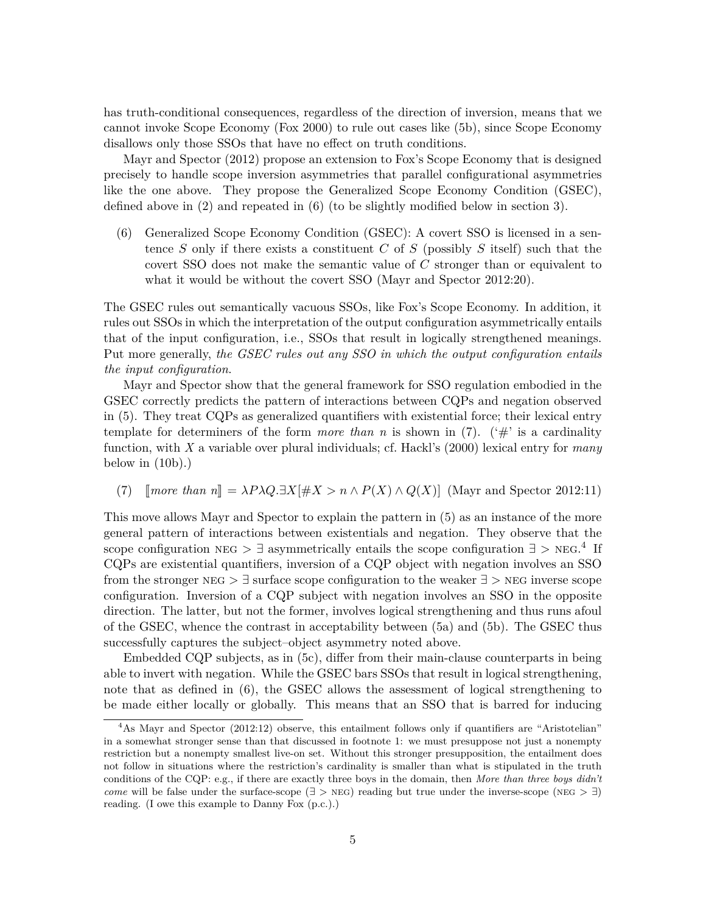has truth-conditional consequences, regardless of the direction of inversion, means that we cannot invoke Scope Economy (Fox 2000) to rule out cases like (5b), since Scope Economy disallows only those SSOs that have no effect on truth conditions.

Mayr and Spector (2012) propose an extension to Fox's Scope Economy that is designed precisely to handle scope inversion asymmetries that parallel configurational asymmetries like the one above. They propose the Generalized Scope Economy Condition (GSEC), defined above in (2) and repeated in (6) (to be slightly modified below in section 3).

(6) Generalized Scope Economy Condition (GSEC): A covert SSO is licensed in a sentence $S$ only if there exists a constituent $C$ of $S$ (possibly $S$ itself) such that the covert SSO does not make the semantic value of $C$ stronger than or equivalent to what it would be without the covert SSO (Mayr and Spector 2012:20).

The GSEC rules out semantically vacuous SSOs, like Fox's Scope Economy. In addition, it rules out SSOs in which the interpretation of the output configuration asymmetrically entails that of the input configuration, i.e., SSOs that result in logically strengthened meanings. Put more generally, *the GSEC rules out any SSO in which the output configuration entails the input configuration*.

Mayr and Spector show that the general framework for SSO regulation embodied in the GSEC correctly predicts the pattern of interactions between CQPs and negation observed in (5). They treat CQPs as generalized quantifiers with existential force; their lexical entry template for determiners of the form *more than n* is shown in (7). ('#' is a cardinality function, with $X$ a variable over plural individuals; cf. Hackl's (2000) lexical entry for *many* below in (10b).)

(7) $[\![\textit{more than } n]\!] = \lambda P \lambda Q.\exists X[\#X > n \wedge P(X) \wedge Q(X)]$ (Mayr and Spector 2012:11)

This move allows Mayr and Spector to explain the pattern in (5) as an instance of the more general pattern of interactions between existentials and negation. They observe that the scope configuration NEG $> \exists$ asymmetrically entails the scope configuration $\exists >$ NEG.[4] If CQPs are existential quantifiers, inversion of a CQP object with negation involves an SSO from the stronger NEG $> \exists$ surface scope configuration to the weaker $\exists >$ NEG inverse scope configuration. Inversion of a CQP subject with negation involves an SSO in the opposite direction. The latter, but not the former, involves logical strengthening and thus runs afoul of the GSEC, whence the contrast in acceptability between (5a) and (5b). The GSEC thus successfully captures the subject–object asymmetry noted above.

Embedded CQP subjects, as in (5c), differ from their main-clause counterparts in being able to invert with negation. While the GSEC bars SSOs that result in logical strengthening, note that as defined in (6), the GSEC allows the assessment of logical strengthening to be made either locally or globally. This means that an SSO that is barred for inducing

[4] As Mayr and Spector (2012:12) observe, this entailment follows only if quantifiers are "Aristotelian" in a somewhat stronger sense than that discussed in footnote 1: we must presuppose not just a nonempty restriction but a nonempty smallest live-on set. Without this stronger presupposition, the entailment does not follow in situations where the restriction's cardinality is smaller than what is stipulated in the truth conditions of the CQP: e.g., if there are exactly three boys in the domain, then *More than three boys didn't come* will be false under the surface-scope ($\exists >$ NEG) reading but true under the inverse-scope (NEG $> \exists$) reading. (I owe this example to Danny Fox (p.c.).)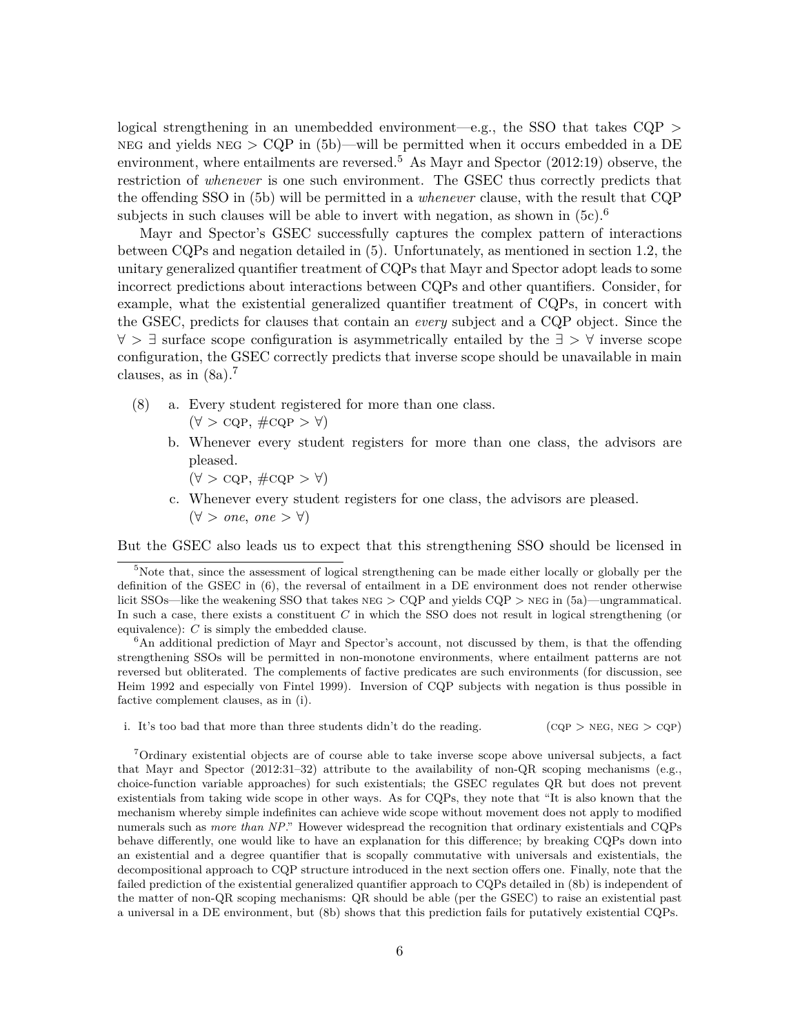logical strengthening in an unembedded environment—e.g., the SSO that takes CQP > NEG and yields NEG > CQP in (5b)—will be permitted when it occurs embedded in a DE environment, where entailments are reversed.[5] As Mayr and Spector (2012:19) observe, the restriction of *whenever* is one such environment. The GSEC thus correctly predicts that the offending SSO in (5b) will be permitted in a *whenever* clause, with the result that CQP subjects in such clauses will be able to invert with negation, as shown in (5c).[6]

Mayr and Spector's GSEC successfully captures the complex pattern of interactions between CQPs and negation detailed in (5). Unfortunately, as mentioned in section 1.2, the unitary generalized quantifier treatment of CQPs that Mayr and Spector adopt leads to some incorrect predictions about interactions between CQPs and other quantifiers. Consider, for example, what the existential generalized quantifier treatment of CQPs, in concert with the GSEC, predicts for clauses that contain an *every* subject and a CQP object. Since the $\forall > \exists$ surface scope configuration is asymmetrically entailed by the $\exists > \forall$ inverse scope configuration, the GSEC correctly predicts that inverse scope should be unavailable in main clauses, as in (8a).[7]

(8) a. Every student registered for more than one class.
   ($\forall$ > CQP, #CQP > $\forall$)

   b. Whenever every student registers for more than one class, the advisors are pleased.
   ($\forall$ > CQP, #CQP > $\forall$)

   c. Whenever every student registers for one class, the advisors are pleased.
   ($\forall$ > *one*, *one* > $\forall$)

But the GSEC also leads us to expect that this strengthening SSO should be licensed in

---

[5] Note that, since the assessment of logical strengthening can be made either locally or globally per the definition of the GSEC in (6), the reversal of entailment in a DE environment does not render otherwise licit SSOs—like the weakening SSO that takes NEG > CQP and yields CQP > NEG in (5a)—ungrammatical. In such a case, there exists a constituent $C$ in which the SSO does not result in logical strengthening (or equivalence): $C$ is simply the embedded clause.

[6] An additional prediction of Mayr and Spector's account, not discussed by them, is that the offending strengthening SSOs will be permitted in non-monotone environments, where entailment patterns are not reversed but obliterated. The complements of factive predicates are such environments (for discussion, see Heim 1992 and especially von Fintel 1999). Inversion of CQP subjects with negation is thus possible in factive complement clauses, as in (i).

i. It's too bad that more than three students didn't do the reading. (CQP > NEG, NEG > CQP)

[7] Ordinary existential objects are of course able to take inverse scope above universal subjects, a fact that Mayr and Spector (2012:31–32) attribute to the availability of non-QR scoping mechanisms (e.g., choice-function variable approaches) for such existentials; the GSEC regulates QR but does not prevent existentials from taking wide scope in other ways. As for CQPs, they note that "It is also known that the mechanism whereby simple indefinites can achieve wide scope without movement does not apply to modified numerals such as *more than NP*." However widespread the recognition that ordinary existentials and CQPs behave differently, one would like to have an explanation for this difference; by breaking CQPs down into an existential and a degree quantifier that is scopally commutative with universals and existentials, the decompositional approach to CQP structure introduced in the next section offers one. Finally, note that the failed prediction of the existential generalized quantifier approach to CQPs detailed in (8b) is independent of the matter of non-QR scoping mechanisms: QR should be able (per the GSEC) to raise an existential past a universal in a DE environment, but (8b) shows that this prediction fails for putatively existential CQPs.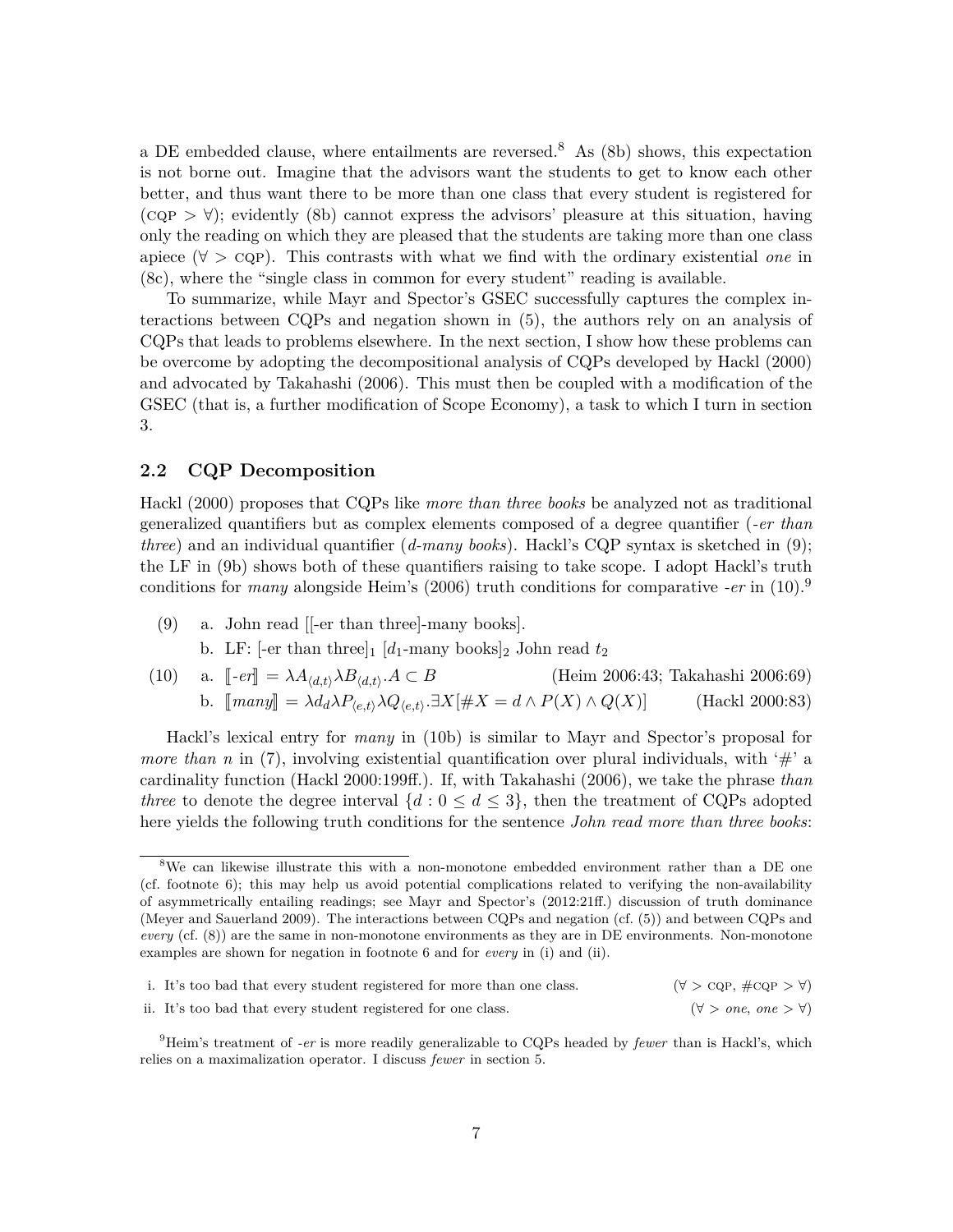a DE embedded clause, where entailments are reversed.[8] As (8b) shows, this expectation is not borne out. Imagine that the advisors want the students to get to know each other better, and thus want there to be more than one class that every student is registered for (CQP > ∀); evidently (8b) cannot express the advisors' pleasure at this situation, having only the reading on which they are pleased that the students are taking more than one class apiece (∀ > CQP). This contrasts with what we find with the ordinary existential *one* in (8c), where the "single class in common for every student" reading is available.

To summarize, while Mayr and Spector's GSEC successfully captures the complex interactions between CQPs and negation shown in (5), the authors rely on an analysis of CQPs that leads to problems elsewhere. In the next section, I show how these problems can be overcome by adopting the decompositional analysis of CQPs developed by Hackl (2000) and advocated by Takahashi (2006). This must then be coupled with a modification of the GSEC (that is, a further modification of Scope Economy), a task to which I turn in section 3.

## 2.2 CQP Decomposition

Hackl (2000) proposes that CQPs like *more than three books* be analyzed not as traditional generalized quantifiers but as complex elements composed of a degree quantifier (*-er than three*) and an individual quantifier (*d-many books*). Hackl's CQP syntax is sketched in (9); the LF in (9b) shows both of these quantifiers raising to take scope. I adopt Hackl's truth conditions for *many* alongside Heim's (2006) truth conditions for comparative *-er* in (10).[9]

(9) a. John read [[-er than three]-many books].

b. LF: [-er than three]$_1$ [$d_1$-many books]$_2$ John read $t_2$

(10) a. $[\![\text{-}er]\!] = \lambda A_{\langle d,t\rangle}\lambda B_{\langle d,t\rangle}.A \subset B$ (Heim 2006:43; Takahashi 2006:69)

b. $[\![many]\!] = \lambda d_d \lambda P_{\langle e,t\rangle}\lambda Q_{\langle e,t\rangle}.\exists X[\#X = d \wedge P(X) \wedge Q(X)]$ (Hackl 2000:83)

Hackl's lexical entry for *many* in (10b) is similar to Mayr and Spector's proposal for *more than n* in (7), involving existential quantification over plural individuals, with '#' a cardinality function (Hackl 2000:199ff.). If, with Takahashi (2006), we take the phrase *than three* to denote the degree interval $\{d : 0 \leq d \leq 3\}$, then the treatment of CQPs adopted here yields the following truth conditions for the sentence *John read more than three books*:

---

[8] We can likewise illustrate this with a non-monotone embedded environment rather than a DE one (cf. footnote 6); this may help us avoid potential complications related to verifying the non-availability of asymmetrically entailing readings; see Mayr and Spector's (2012:21ff.) discussion of truth dominance (Meyer and Sauerland 2009). The interactions between CQPs and negation (cf. (5)) and between CQPs and *every* (cf. (8)) are the same in non-monotone environments as they are in DE environments. Non-monotone examples are shown for negation in footnote 6 and for *every* in (i) and (ii).

i. It's too bad that every student registered for more than one class. (∀ > CQP, #CQP > ∀)

ii. It's too bad that every student registered for one class. (∀ > *one*, *one* > ∀)

[9] Heim's treatment of *-er* is more readily generalizable to CQPs headed by *fewer* than is Hackl's, which relies on a maximalization operator. I discuss *fewer* in section 5.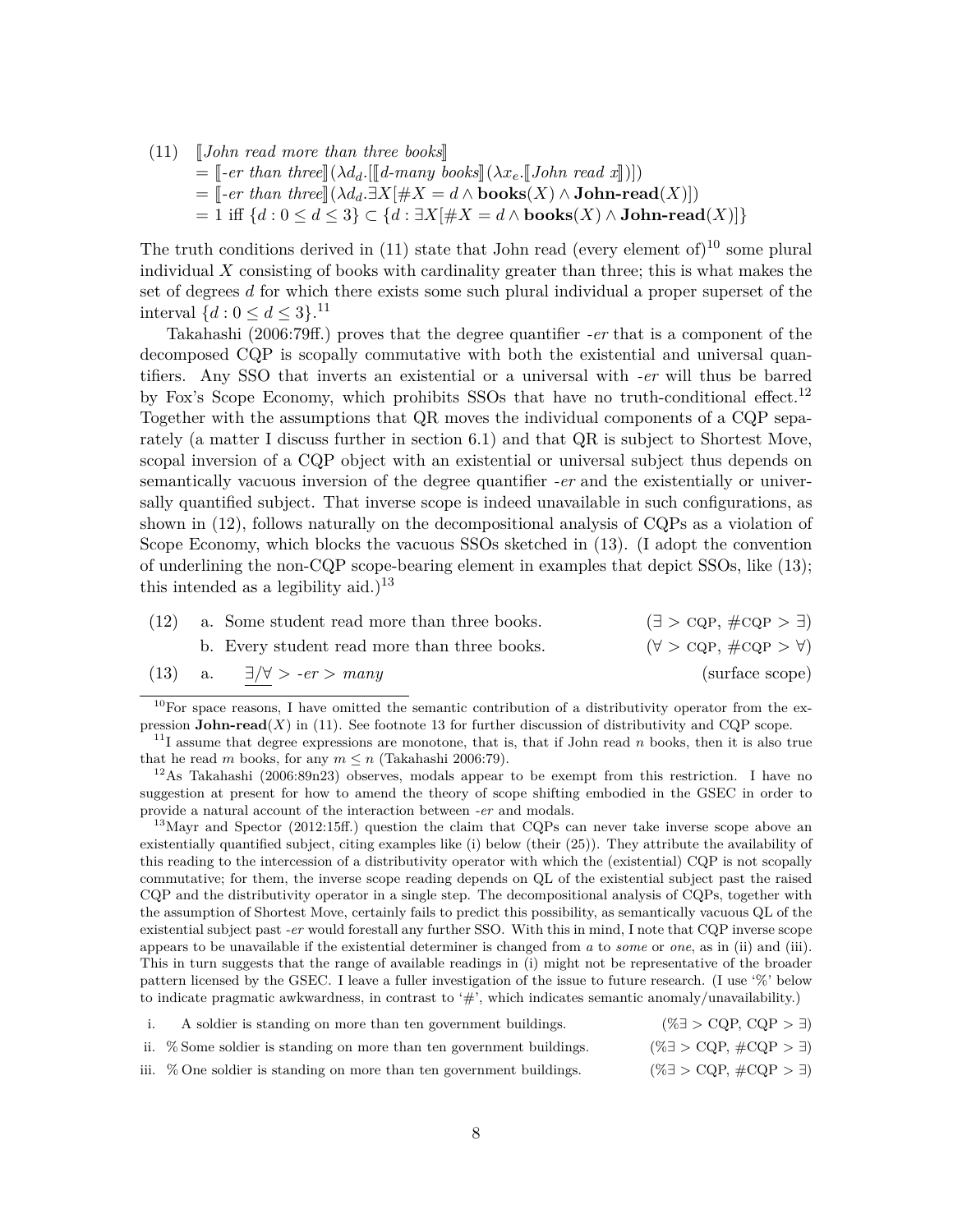(11) $[\![$*John read more than three books*$]\!]$
$= [\![$*-er than three*$]\!](\lambda d_d.[[\![$*d-many books*$]\!](\lambda x_e.[\![$*John read x*$]\!])])$
$= [\![$*-er than three*$]\!](\lambda d_d.\exists X[\#X = d \wedge \textbf{books}(X) \wedge \textbf{John-read}(X)])$
$= 1$ iff $\{d : 0 \leq d \leq 3\} \subset \{d : \exists X[\#X = d \wedge \textbf{books}(X) \wedge \textbf{John-read}(X)]\}$

The truth conditions derived in (11) state that John read (every element of)[10] some plural individual $X$ consisting of books with cardinality greater than three; this is what makes the set of degrees $d$ for which there exists some such plural individual a proper superset of the interval $\{d : 0 \leq d \leq 3\}$.[11]

Takahashi (2006:79ff.) proves that the degree quantifier *-er* that is a component of the decomposed CQP is scopally commutative with both the existential and universal quantifiers. Any SSO that inverts an existential or a universal with *-er* will thus be barred by Fox's Scope Economy, which prohibits SSOs that have no truth-conditional effect.[12] Together with the assumptions that QR moves the individual components of a CQP separately (a matter I discuss further in section 6.1) and that QR is subject to Shortest Move, scopal inversion of a CQP object with an existential or universal subject thus depends on semantically vacuous inversion of the degree quantifier *-er* and the existentially or universally quantified subject. That inverse scope is indeed unavailable in such configurations, as shown in (12), follows naturally on the decompositional analysis of CQPs as a violation of Scope Economy, which blocks the vacuous SSOs sketched in (13). (I adopt the convention of underlining the non-CQP scope-bearing element in examples that depict SSOs, like (13); this intended as a legibility aid.)[13]

(12) a. Some student read more than three books. ($\exists >$ CQP, #CQP $> \exists$)
b. Every student read more than three books. ($\forall >$ CQP, #CQP $> \forall$)

(13) a. $\underline{\exists/\forall} >$ *-er* $>$ *many* (surface scope)

---

[10] For space reasons, I have omitted the semantic contribution of a distributivity operator from the expression $\textbf{John-read}(X)$ in (11). See footnote 13 for further discussion of distributivity and CQP scope.

[11] I assume that degree expressions are monotone, that is, that if John read $n$ books, then it is also true that he read $m$ books, for any $m \leq n$ (Takahashi 2006:79).

[12] As Takahashi (2006:89n23) observes, modals appear to be exempt from this restriction. I have no suggestion at present for how to amend the theory of scope shifting embodied in the GSEC in order to provide a natural account of the interaction between *-er* and modals.

[13] Mayr and Spector (2012:15ff.) question the claim that CQPs can never take inverse scope above an existentially quantified subject, citing examples like (i) below (their (25)). They attribute the availability of this reading to the intercession of a distributivity operator with which the (existential) CQP is not scopally commutative; for them, the inverse scope reading depends on QL of the existential subject past the raised CQP and the distributivity operator in a single step. The decompositional analysis of CQPs, together with the assumption of Shortest Move, certainly fails to predict this possibility, as semantically vacuous QL of the existential subject past *-er* would forestall any further SSO. With this in mind, I note that CQP inverse scope appears to be unavailable if the existential determiner is changed from *a* to *some* or *one*, as in (ii) and (iii). This in turn suggests that the range of available readings in (i) might not be representative of the broader pattern licensed by the GSEC. I leave a fuller investigation of the issue to future research. (I use '%' below to indicate pragmatic awkwardness, in contrast to '#', which indicates semantic anomaly/unavailability.)

i. A soldier is standing on more than ten government buildings. (%$\exists >$ CQP, CQP $> \exists$)
ii. % Some soldier is standing on more than ten government buildings. (%$\exists >$ CQP, #CQP $> \exists$)
iii. % One soldier is standing on more than ten government buildings. (%$\exists >$ CQP, #CQP $> \exists$)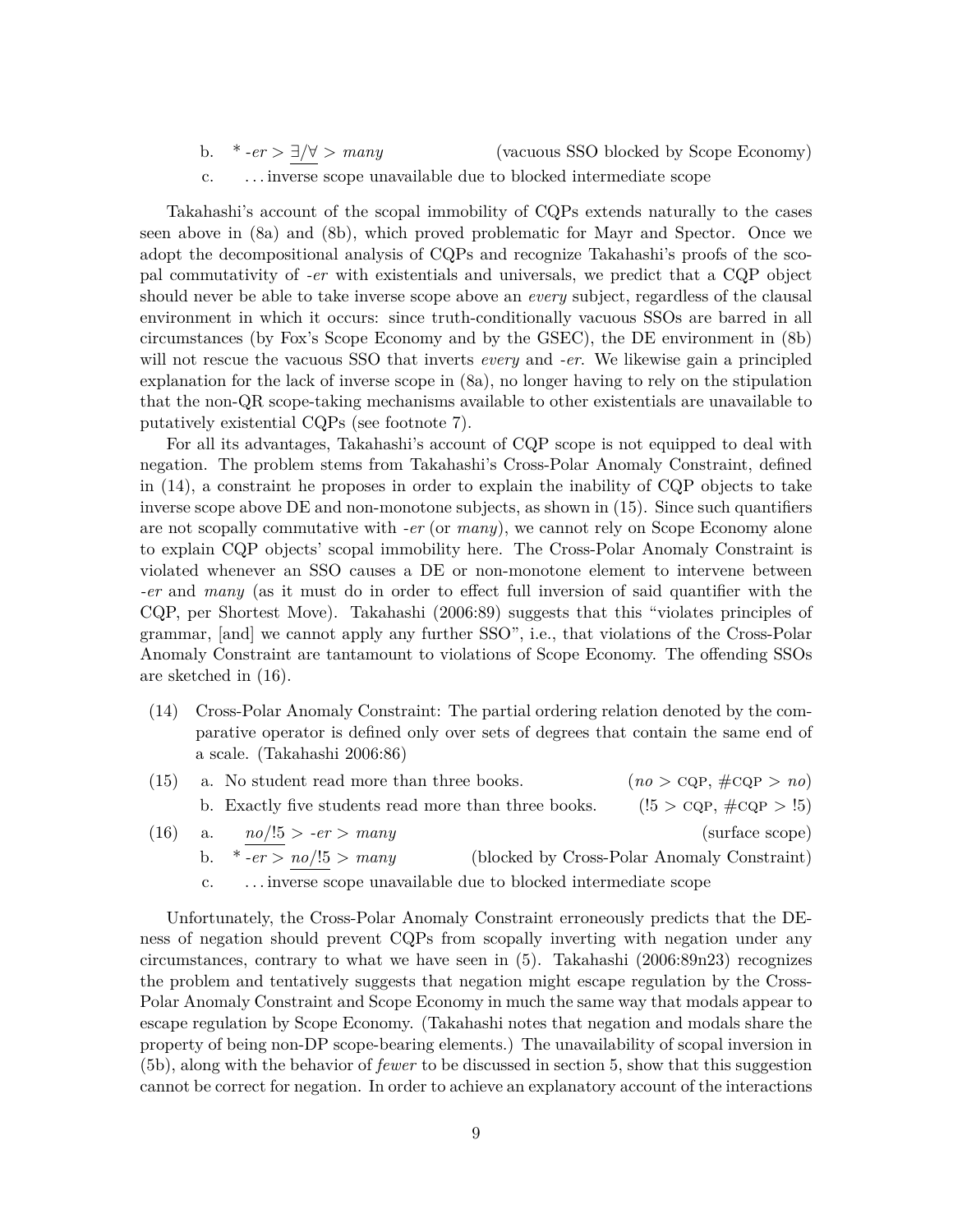b. $^{*}$ *-er* > $\underline{\exists/\forall}$ > *many* (vacuous SSO blocked by Scope Economy)

c. . . . inverse scope unavailable due to blocked intermediate scope

Takahashi's account of the scopal immobility of CQPs extends naturally to the cases seen above in (8a) and (8b), which proved problematic for Mayr and Spector. Once we adopt the decompositional analysis of CQPs and recognize Takahashi's proofs of the scopal commutativity of *-er* with existentials and universals, we predict that a CQP object should never be able to take inverse scope above an *every* subject, regardless of the clausal environment in which it occurs: since truth-conditionally vacuous SSOs are barred in all circumstances (by Fox's Scope Economy and by the GSEC), the DE environment in (8b) will not rescue the vacuous SSO that inverts *every* and *-er*. We likewise gain a principled explanation for the lack of inverse scope in (8a), no longer having to rely on the stipulation that the non-QR scope-taking mechanisms available to other existentials are unavailable to putatively existential CQPs (see footnote 7).

For all its advantages, Takahashi's account of CQP scope is not equipped to deal with negation. The problem stems from Takahashi's Cross-Polar Anomaly Constraint, defined in (14), a constraint he proposes in order to explain the inability of CQP objects to take inverse scope above DE and non-monotone subjects, as shown in (15). Since such quantifiers are not scopally commutative with *-er* (or *many*), we cannot rely on Scope Economy alone to explain CQP objects' scopal immobility here. The Cross-Polar Anomaly Constraint is violated whenever an SSO causes a DE or non-monotone element to intervene between *-er* and *many* (as it must do in order to effect full inversion of said quantifier with the CQP, per Shortest Move). Takahashi (2006:89) suggests that this "violates principles of grammar, [and] we cannot apply any further SSO", i.e., that violations of the Cross-Polar Anomaly Constraint are tantamount to violations of Scope Economy. The offending SSOs are sketched in (16).

(14) Cross-Polar Anomaly Constraint: The partial ordering relation denoted by the comparative operator is defined only over sets of degrees that contain the same end of a scale. (Takahashi 2006:86)

(15) a. No student read more than three books. (*no* > CQP, #CQP > *no*)

b. Exactly five students read more than three books. (!5 > CQP, #CQP > !5)

(16) a. $\underline{no/!5}$ > *-er* > *many* (surface scope)

b. $^{*}$ *-er* > $\underline{no/!5}$ > *many* (blocked by Cross-Polar Anomaly Constraint)

c. . . . inverse scope unavailable due to blocked intermediate scope

Unfortunately, the Cross-Polar Anomaly Constraint erroneously predicts that the DE-ness of negation should prevent CQPs from scopally inverting with negation under any circumstances, contrary to what we have seen in (5). Takahashi (2006:89n23) recognizes the problem and tentatively suggests that negation might escape regulation by the Cross-Polar Anomaly Constraint and Scope Economy in much the same way that modals appear to escape regulation by Scope Economy. (Takahashi notes that negation and modals share the property of being non-DP scope-bearing elements.) The unavailability of scopal inversion in (5b), along with the behavior of *fewer* to be discussed in section 5, show that this suggestion cannot be correct for negation. In order to achieve an explanatory account of the interactions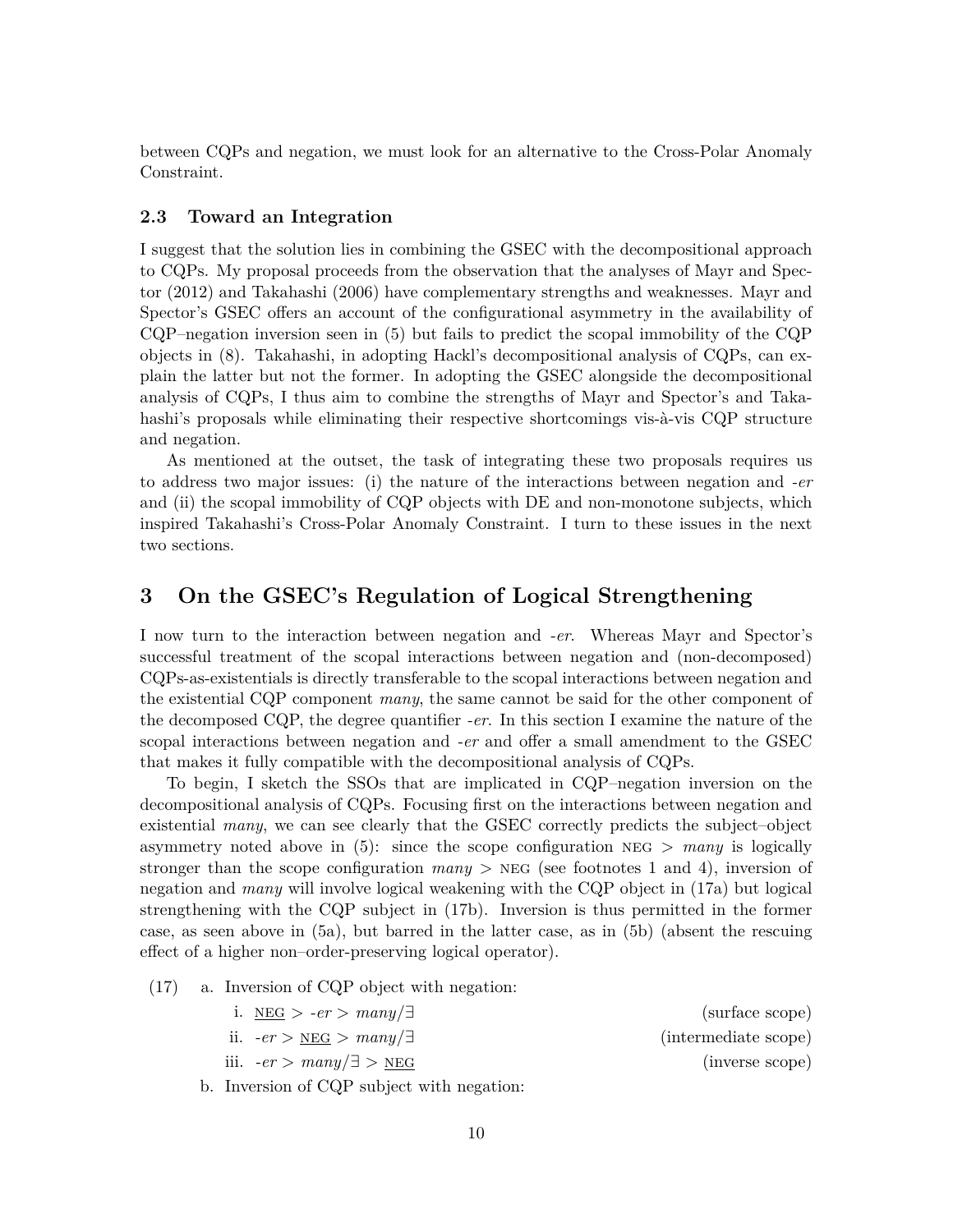between CQPs and negation, we must look for an alternative to the Cross-Polar Anomaly Constraint.

### 2.3 Toward an Integration

I suggest that the solution lies in combining the GSEC with the decompositional approach to CQPs. My proposal proceeds from the observation that the analyses of Mayr and Spector (2012) and Takahashi (2006) have complementary strengths and weaknesses. Mayr and Spector's GSEC offers an account of the configurational asymmetry in the availability of CQP–negation inversion seen in (5) but fails to predict the scopal immobility of the CQP objects in (8). Takahashi, in adopting Hackl's decompositional analysis of CQPs, can explain the latter but not the former. In adopting the GSEC alongside the decompositional analysis of CQPs, I thus aim to combine the strengths of Mayr and Spector's and Takahashi's proposals while eliminating their respective shortcomings vis-à-vis CQP structure and negation.

As mentioned at the outset, the task of integrating these two proposals requires us to address two major issues: (i) the nature of the interactions between negation and *-er* and (ii) the scopal immobility of CQP objects with DE and non-monotone subjects, which inspired Takahashi's Cross-Polar Anomaly Constraint. I turn to these issues in the next two sections.

## 3 On the GSEC's Regulation of Logical Strengthening

I now turn to the interaction between negation and *-er*. Whereas Mayr and Spector's successful treatment of the scopal interactions between negation and (non-decomposed) CQPs-as-existentials is directly transferable to the scopal interactions between negation and the existential CQP component *many*, the same cannot be said for the other component of the decomposed CQP, the degree quantifier *-er*. In this section I examine the nature of the scopal interactions between negation and *-er* and offer a small amendment to the GSEC that makes it fully compatible with the decompositional analysis of CQPs.

To begin, I sketch the SSOs that are implicated in CQP–negation inversion on the decompositional analysis of CQPs. Focusing first on the interactions between negation and existential *many*, we can see clearly that the GSEC correctly predicts the subject–object asymmetry noted above in (5): since the scope configuration NEG > *many* is logically stronger than the scope configuration *many* > NEG (see footnotes 1 and 4), inversion of negation and *many* will involve logical weakening with the CQP object in (17a) but logical strengthening with the CQP subject in (17b). Inversion is thus permitted in the former case, as seen above in (5a), but barred in the latter case, as in (5b) (absent the rescuing effect of a higher non–order-preserving logical operator).

(17) a. Inversion of CQP object with negation:

i. NEG > *-er* > *many*/∃ (surface scope)

ii. *-er* > NEG > *many*/∃ (intermediate scope)

iii. *-er* > *many*/∃ > NEG (inverse scope)

b. Inversion of CQP subject with negation: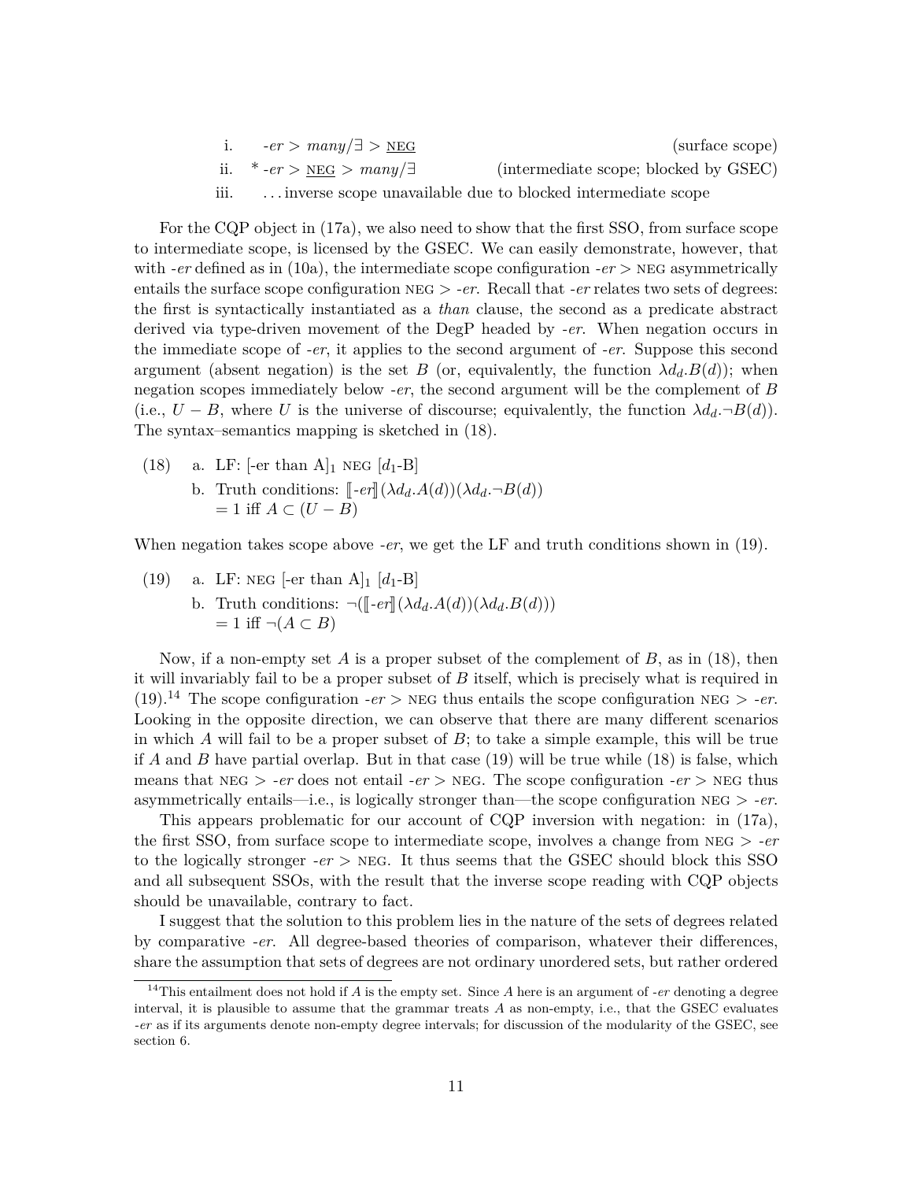i. *-er* > *many*/∃ > <u>NEG</u> (surface scope)

ii. * *-er* > <u>NEG</u> > *many*/∃ (intermediate scope; blocked by GSEC)

iii. . . . inverse scope unavailable due to blocked intermediate scope

For the CQP object in (17a), we also need to show that the first SSO, from surface scope to intermediate scope, is licensed by the GSEC. We can easily demonstrate, however, that with *-er* defined as in (10a), the intermediate scope configuration *-er* > NEG asymmetrically entails the surface scope configuration NEG > *-er*. Recall that *-er* relates two sets of degrees: the first is syntactically instantiated as a *than* clause, the second as a predicate abstract derived via type-driven movement of the DegP headed by *-er*. When negation occurs in the immediate scope of *-er*, it applies to the second argument of *-er*. Suppose this second argument (absent negation) is the set $B$ (or, equivalently, the function $\lambda d_d.B(d)$); when negation scopes immediately below *-er*, the second argument will be the complement of $B$ (i.e., $U - B$, where $U$ is the universe of discourse; equivalently, the function $\lambda d_d.\neg B(d)$). The syntax–semantics mapping is sketched in (18).

(18) a. LF: [-er than A]$_1$ NEG [$d_1$-B]

b. Truth conditions: $[\![\textit{-er}]\!](\lambda d_d.A(d))(\lambda d_d.\neg B(d))$
$= 1$ iff $A \subset (U - B)$

When negation takes scope above *-er*, we get the LF and truth conditions shown in (19).

(19) a. LF: NEG [-er than A]$_1$ [$d_1$-B]

b. Truth conditions: $\neg([\![\textit{-er}]\!](\lambda d_d.A(d))(\lambda d_d.B(d)))$
$= 1$ iff $\neg(A \subset B)$

Now, if a non-empty set $A$ is a proper subset of the complement of $B$, as in (18), then it will invariably fail to be a proper subset of $B$ itself, which is precisely what is required in (19).[14] The scope configuration *-er* > NEG thus entails the scope configuration NEG > *-er*. Looking in the opposite direction, we can observe that there are many different scenarios in which $A$ will fail to be a proper subset of $B$; to take a simple example, this will be true if $A$ and $B$ have partial overlap. But in that case (19) will be true while (18) is false, which means that NEG > *-er* does not entail *-er* > NEG. The scope configuration *-er* > NEG thus asymmetrically entails—i.e., is logically stronger than—the scope configuration NEG > *-er*.

This appears problematic for our account of CQP inversion with negation: in (17a), the first SSO, from surface scope to intermediate scope, involves a change from NEG > *-er* to the logically stronger *-er* > NEG. It thus seems that the GSEC should block this SSO and all subsequent SSOs, with the result that the inverse scope reading with CQP objects should be unavailable, contrary to fact.

I suggest that the solution to this problem lies in the nature of the sets of degrees related by comparative *-er*. All degree-based theories of comparison, whatever their differences, share the assumption that sets of degrees are not ordinary unordered sets, but rather ordered

[14] This entailment does not hold if $A$ is the empty set. Since $A$ here is an argument of *-er* denoting a degree interval, it is plausible to assume that the grammar treats $A$ as non-empty, i.e., that the GSEC evaluates *-er* as if its arguments denote non-empty degree intervals; for discussion of the modularity of the GSEC, see section 6.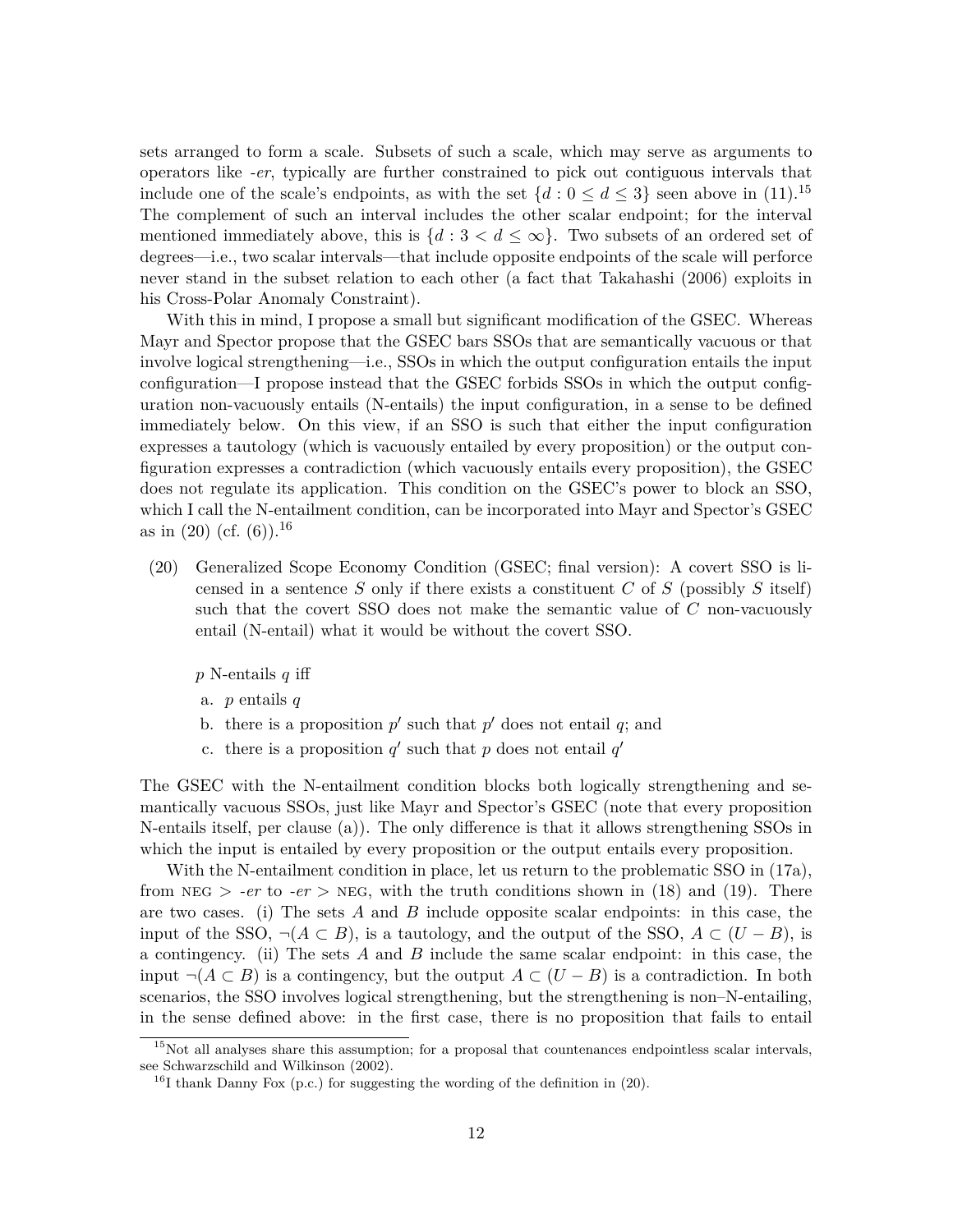sets arranged to form a scale. Subsets of such a scale, which may serve as arguments to operators like *-er*, typically are further constrained to pick out contiguous intervals that include one of the scale's endpoints, as with the set $\{d : 0 \leq d \leq 3\}$ seen above in (11).[15] The complement of such an interval includes the other scalar endpoint; for the interval mentioned immediately above, this is $\{d : 3 < d \leq \infty\}$. Two subsets of an ordered set of degrees—i.e., two scalar intervals—that include opposite endpoints of the scale will perforce never stand in the subset relation to each other (a fact that Takahashi (2006) exploits in his Cross-Polar Anomaly Constraint).

With this in mind, I propose a small but significant modification of the GSEC. Whereas Mayr and Spector propose that the GSEC bars SSOs that are semantically vacuous or that involve logical strengthening—i.e., SSOs in which the output configuration entails the input configuration—I propose instead that the GSEC forbids SSOs in which the output configuration non-vacuously entails (N-entails) the input configuration, in a sense to be defined immediately below. On this view, if an SSO is such that either the input configuration expresses a tautology (which is vacuously entailed by every proposition) or the output configuration expresses a contradiction (which vacuously entails every proposition), the GSEC does not regulate its application. This condition on the GSEC's power to block an SSO, which I call the N-entailment condition, can be incorporated into Mayr and Spector's GSEC as in (20) (cf. (6)).[16]

(20) Generalized Scope Economy Condition (GSEC; final version): A covert SSO is licensed in a sentence $S$ only if there exists a constituent $C$ of $S$ (possibly $S$ itself) such that the covert SSO does not make the semantic value of $C$ non-vacuously entail (N-entail) what it would be without the covert SSO.

$p$ N-entails $q$ iff

a. $p$ entails $q$

b. there is a proposition $p'$ such that $p'$ does not entail $q$; and

c. there is a proposition $q'$ such that $p$ does not entail $q'$

The GSEC with the N-entailment condition blocks both logically strengthening and semantically vacuous SSOs, just like Mayr and Spector's GSEC (note that every proposition N-entails itself, per clause (a)). The only difference is that it allows strengthening SSOs in which the input is entailed by every proposition or the output entails every proposition.

With the N-entailment condition in place, let us return to the problematic SSO in (17a), from NEG > *-er* to *-er* > NEG, with the truth conditions shown in (18) and (19). There are two cases. (i) The sets $A$ and $B$ include opposite scalar endpoints: in this case, the input of the SSO, $\neg(A \subset B)$, is a tautology, and the output of the SSO, $A \subset (U - B)$, is a contingency. (ii) The sets $A$ and $B$ include the same scalar endpoint: in this case, the input $\neg(A \subset B)$ is a contingency, but the output $A \subset (U - B)$ is a contradiction. In both scenarios, the SSO involves logical strengthening, but the strengthening is non–N-entailing, in the sense defined above: in the first case, there is no proposition that fails to entail

[15] Not all analyses share this assumption; for a proposal that countenances endpointless scalar intervals, see Schwarzschild and Wilkinson (2002).

[16] I thank Danny Fox (p.c.) for suggesting the wording of the definition in (20).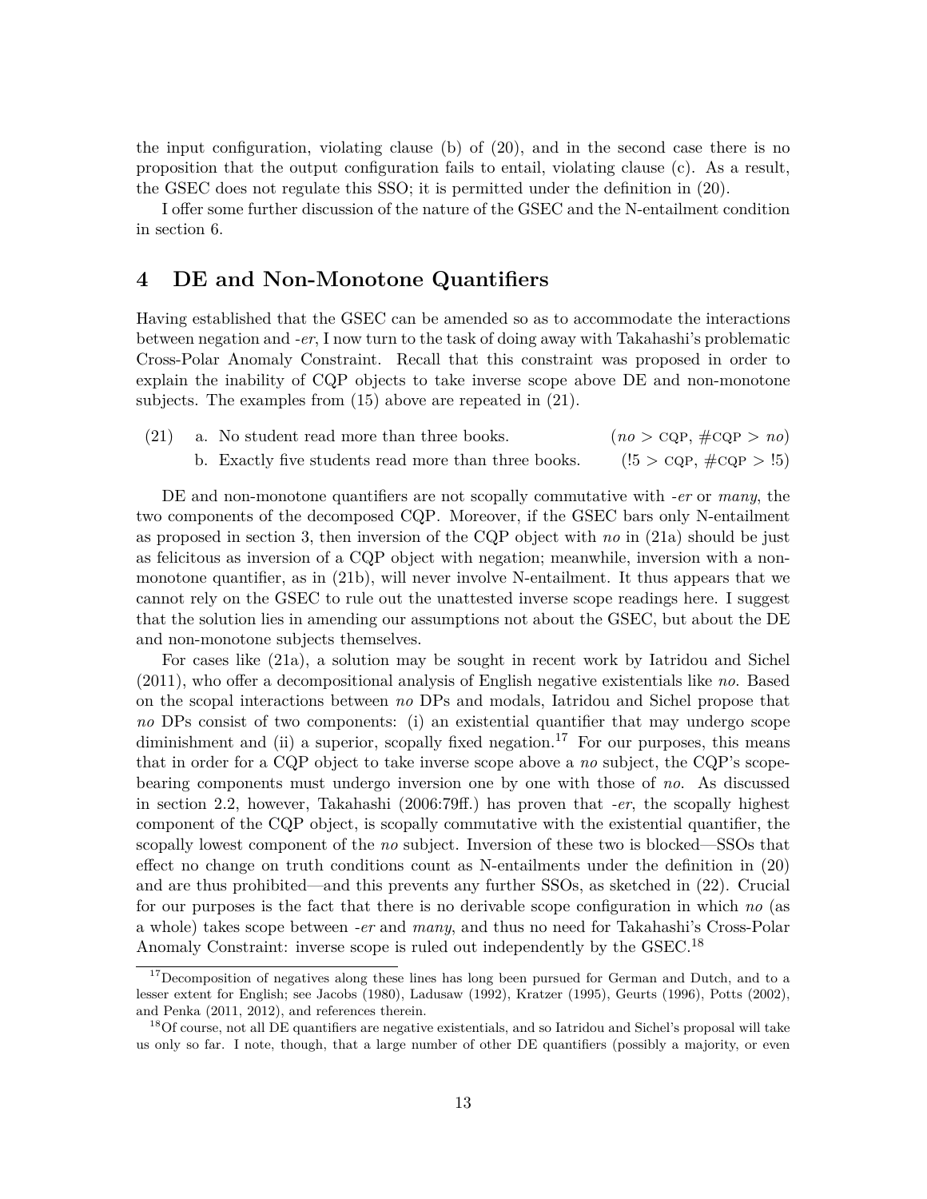the input configuration, violating clause (b) of (20), and in the second case there is no proposition that the output configuration fails to entail, violating clause (c). As a result, the GSEC does not regulate this SSO; it is permitted under the definition in (20).

I offer some further discussion of the nature of the GSEC and the N-entailment condition in section 6.

## 4 DE and Non-Monotone Quantifiers

Having established that the GSEC can be amended so as to accommodate the interactions between negation and *-er*, I now turn to the task of doing away with Takahashi's problematic Cross-Polar Anomaly Constraint. Recall that this constraint was proposed in order to explain the inability of CQP objects to take inverse scope above DE and non-monotone subjects. The examples from (15) above are repeated in (21).

(21) a. No student read more than three books. (*no* > CQP, #CQP > *no*)

b. Exactly five students read more than three books. (!5 > CQP, #CQP > !5)

DE and non-monotone quantifiers are not scopally commutative with *-er* or *many*, the two components of the decomposed CQP. Moreover, if the GSEC bars only N-entailment as proposed in section 3, then inversion of the CQP object with *no* in (21a) should be just as felicitous as inversion of a CQP object with negation; meanwhile, inversion with a non-monotone quantifier, as in (21b), will never involve N-entailment. It thus appears that we cannot rely on the GSEC to rule out the unattested inverse scope readings here. I suggest that the solution lies in amending our assumptions not about the GSEC, but about the DE and non-monotone subjects themselves.

For cases like (21a), a solution may be sought in recent work by Iatridou and Sichel (2011), who offer a decompositional analysis of English negative existentials like *no*. Based on the scopal interactions between *no* DPs and modals, Iatridou and Sichel propose that *no* DPs consist of two components: (i) an existential quantifier that may undergo scope diminishment and (ii) a superior, scopally fixed negation.[17] For our purposes, this means that in order for a CQP object to take inverse scope above a *no* subject, the CQP's scope-bearing components must undergo inversion one by one with those of *no*. As discussed in section 2.2, however, Takahashi (2006:79ff.) has proven that *-er*, the scopally highest component of the CQP object, is scopally commutative with the existential quantifier, the scopally lowest component of the *no* subject. Inversion of these two is blocked—SSOs that effect no change on truth conditions count as N-entailments under the definition in (20) and are thus prohibited—and this prevents any further SSOs, as sketched in (22). Crucial for our purposes is the fact that there is no derivable scope configuration in which *no* (as a whole) takes scope between *-er* and *many*, and thus no need for Takahashi's Cross-Polar Anomaly Constraint: inverse scope is ruled out independently by the GSEC.[18]

[17] Decomposition of negatives along these lines has long been pursued for German and Dutch, and to a lesser extent for English; see Jacobs (1980), Ladusaw (1992), Kratzer (1995), Geurts (1996), Potts (2002), and Penka (2011, 2012), and references therein.

[18] Of course, not all DE quantifiers are negative existentials, and so Iatridou and Sichel's proposal will take us only so far. I note, though, that a large number of other DE quantifiers (possibly a majority, or even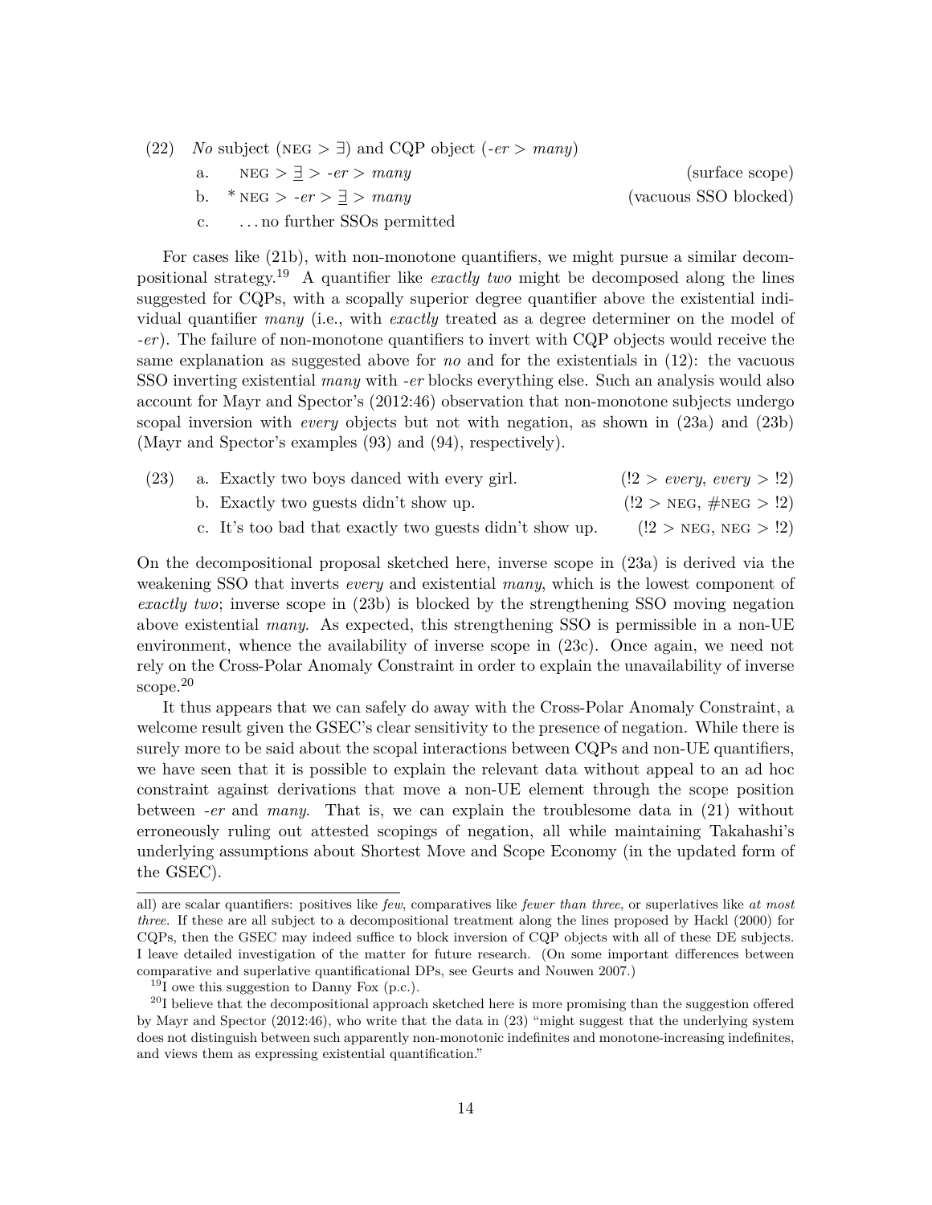(22) *No* subject (NEG > ∃) and CQP object (*-er* > *many*)

a. NEG > $\underline{\exists}$ > *-er* > *many* (surface scope)

b. * NEG > *-er* > $\underline{\exists}$ > *many* (vacuous SSO blocked)

c. ... no further SSOs permitted

For cases like (21b), with non-monotone quantifiers, we might pursue a similar decompositional strategy.[19] A quantifier like *exactly two* might be decomposed along the lines suggested for CQPs, with a scopally superior degree quantifier above the existential individual quantifier *many* (i.e., with *exactly* treated as a degree determiner on the model of *-er*). The failure of non-monotone quantifiers to invert with CQP objects would receive the same explanation as suggested above for *no* and for the existentials in (12): the vacuous SSO inverting existential *many* with *-er* blocks everything else. Such an analysis would also account for Mayr and Spector's (2012:46) observation that non-monotone subjects undergo scopal inversion with *every* objects but not with negation, as shown in (23a) and (23b) (Mayr and Spector's examples (93) and (94), respectively).

(23) a. Exactly two boys danced with every girl. (!2 > *every*, *every* > !2)

b. Exactly two guests didn't show up. (!2 > NEG, #NEG > !2)

c. It's too bad that exactly two guests didn't show up. (!2 > NEG, NEG > !2)

On the decompositional proposal sketched here, inverse scope in (23a) is derived via the weakening SSO that inverts *every* and existential *many*, which is the lowest component of *exactly two*; inverse scope in (23b) is blocked by the strengthening SSO moving negation above existential *many*. As expected, this strengthening SSO is permissible in a non-UE environment, whence the availability of inverse scope in (23c). Once again, we need not rely on the Cross-Polar Anomaly Constraint in order to explain the unavailability of inverse scope.[20]

It thus appears that we can safely do away with the Cross-Polar Anomaly Constraint, a welcome result given the GSEC's clear sensitivity to the presence of negation. While there is surely more to be said about the scopal interactions between CQPs and non-UE quantifiers, we have seen that it is possible to explain the relevant data without appeal to an ad hoc constraint against derivations that move a non-UE element through the scope position between *-er* and *many*. That is, we can explain the troublesome data in (21) without erroneously ruling out attested scopings of negation, all while maintaining Takahashi's underlying assumptions about Shortest Move and Scope Economy (in the updated form of the GSEC).

---

all) are scalar quantifiers: positives like *few*, comparatives like *fewer than three*, or superlatives like *at most three*. If these are all subject to a decompositional treatment along the lines proposed by Hackl (2000) for CQPs, then the GSEC may indeed suffice to block inversion of CQP objects with all of these DE subjects. I leave detailed investigation of the matter for future research. (On some important differences between comparative and superlative quantificational DPs, see Geurts and Nouwen 2007.)

[19] I owe this suggestion to Danny Fox (p.c.).

[20] I believe that the decompositional approach sketched here is more promising than the suggestion offered by Mayr and Spector (2012:46), who write that the data in (23) "might suggest that the underlying system does not distinguish between such apparently non-monotonic indefinites and monotone-increasing indefinites, and views them as expressing existential quantification."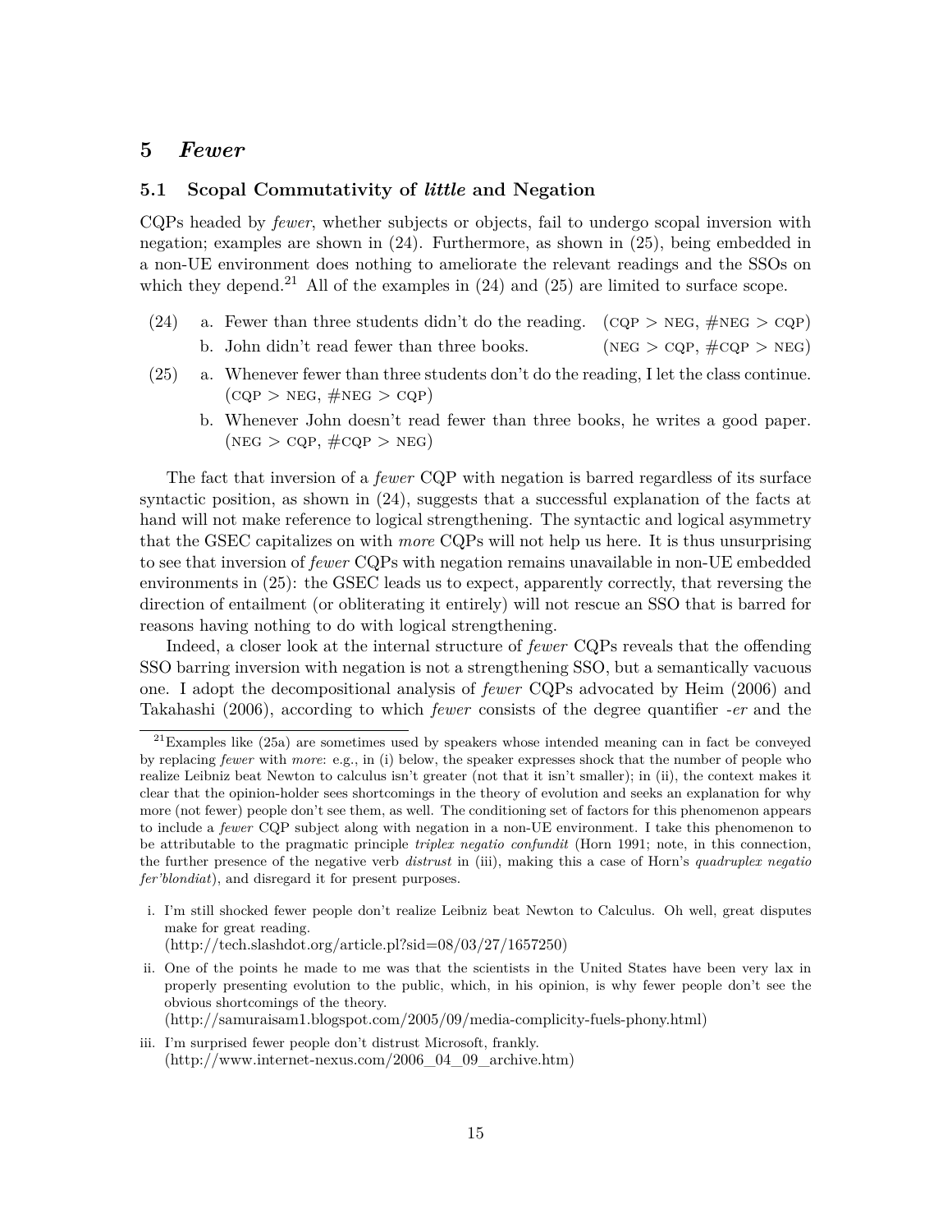## 5 *Fewer*

### 5.1 Scopal Commutativity of *little* and Negation

CQPs headed by *fewer*, whether subjects or objects, fail to undergo scopal inversion with negation; examples are shown in (24). Furthermore, as shown in (25), being embedded in a non-UE environment does nothing to ameliorate the relevant readings and the SSOs on which they depend.[21] All of the examples in (24) and (25) are limited to surface scope.

(24) a. Fewer than three students didn't do the reading. (CQP > NEG, #NEG > CQP)

b. John didn't read fewer than three books. (NEG > CQP, #CQP > NEG)

(25) a. Whenever fewer than three students don't do the reading, I let the class continue. (CQP > NEG, #NEG > CQP)

b. Whenever John doesn't read fewer than three books, he writes a good paper. (NEG > CQP, #CQP > NEG)

The fact that inversion of a *fewer* CQP with negation is barred regardless of its surface syntactic position, as shown in (24), suggests that a successful explanation of the facts at hand will not make reference to logical strengthening. The syntactic and logical asymmetry that the GSEC capitalizes on with *more* CQPs will not help us here. It is thus unsurprising to see that inversion of *fewer* CQPs with negation remains unavailable in non-UE embedded environments in (25): the GSEC leads us to expect, apparently correctly, that reversing the direction of entailment (or obliterating it entirely) will not rescue an SSO that is barred for reasons having nothing to do with logical strengthening.

Indeed, a closer look at the internal structure of *fewer* CQPs reveals that the offending SSO barring inversion with negation is not a strengthening SSO, but a semantically vacuous one. I adopt the decompositional analysis of *fewer* CQPs advocated by Heim (2006) and Takahashi (2006), according to which *fewer* consists of the degree quantifier *-er* and the

---

[21] Examples like (25a) are sometimes used by speakers whose intended meaning can in fact be conveyed by replacing *fewer* with *more*: e.g., in (i) below, the speaker expresses shock that the number of people who realize Leibniz beat Newton to calculus isn't greater (not that it isn't smaller); in (ii), the context makes it clear that the opinion-holder sees shortcomings in the theory of evolution and seeks an explanation for why more (not fewer) people don't see them, as well. The conditioning set of factors for this phenomenon appears to include a *fewer* CQP subject along with negation in a non-UE environment. I take this phenomenon to be attributable to the pragmatic principle *triplex negatio confundit* (Horn 1991; note, in this connection, the further presence of the negative verb *distrust* in (iii), making this a case of Horn's *quadruplex negatio fer'blondiat*), and disregard it for present purposes.

i. I'm still shocked fewer people don't realize Leibniz beat Newton to Calculus. Oh well, great disputes make for great reading.
(http://tech.slashdot.org/article.pl?sid=08/03/27/1657250)

ii. One of the points he made to me was that the scientists in the United States have been very lax in properly presenting evolution to the public, which, in his opinion, is why fewer people don't see the obvious shortcomings of the theory.
(http://samuraisam1.blogspot.com/2005/09/media-complicity-fuels-phony.html)

iii. I'm surprised fewer people don't distrust Microsoft, frankly.
(http://www.internet-nexus.com/2006_04_09_archive.htm)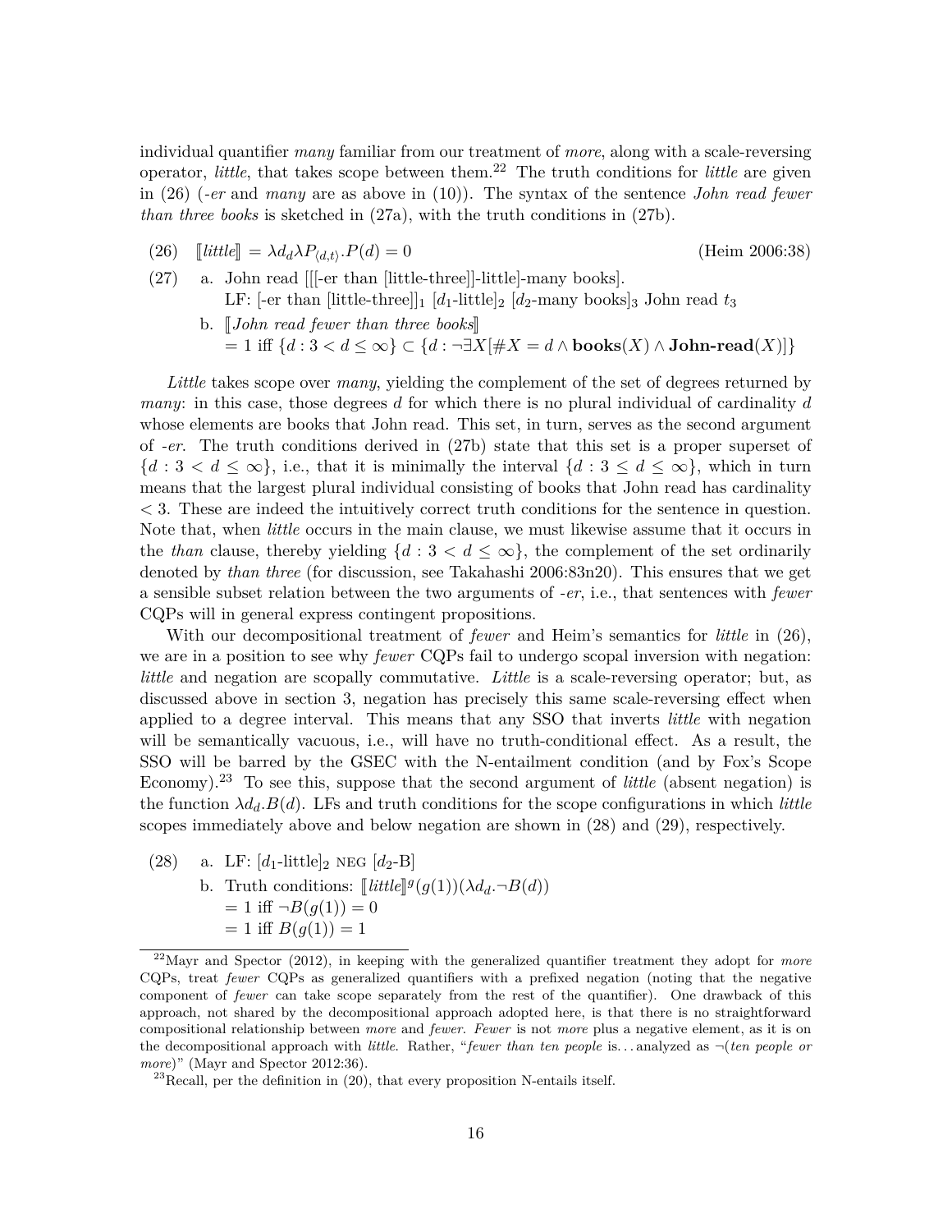individual quantifier *many* familiar from our treatment of *more*, along with a scale-reversing operator, *little*, that takes scope between them.[22] The truth conditions for *little* are given in (26) (*-er* and *many* are as above in (10)). The syntax of the sentence *John read fewer than three books* is sketched in (27a), with the truth conditions in (27b).

(26) $[\![\textit{little}]\!] = \lambda d_d \lambda P_{\langle d,t\rangle}.P(d) = 0$ (Heim 2006:38)

(27) a. John read [[[-er than [little-three]]-little]-many books].
LF: [-er than [little-three]]$_1$ [$d_1$-little]$_2$ [$d_2$-many books]$_3$ John read $t_3$

b. $[\![\textit{John read fewer than three books}]\!]$
$= 1$ iff $\{d : 3 < d \leq \infty\} \subset \{d : \neg\exists X[\#X = d \wedge \textbf{books}(X) \wedge \textbf{John-read}(X)]\}$

*Little* takes scope over *many*, yielding the complement of the set of degrees returned by *many*: in this case, those degrees $d$ for which there is no plural individual of cardinality $d$ whose elements are books that John read. This set, in turn, serves as the second argument of *-er*. The truth conditions derived in (27b) state that this set is a proper superset of $\{d : 3 < d \leq \infty\}$, i.e., that it is minimally the interval $\{d : 3 \leq d \leq \infty\}$, which in turn means that the largest plural individual consisting of books that John read has cardinality $< 3$. These are indeed the intuitively correct truth conditions for the sentence in question. Note that, when *little* occurs in the main clause, we must likewise assume that it occurs in the *than* clause, thereby yielding $\{d : 3 < d \leq \infty\}$, the complement of the set ordinarily denoted by *than three* (for discussion, see Takahashi 2006:83n20). This ensures that we get a sensible subset relation between the two arguments of *-er*, i.e., that sentences with *fewer* CQPs will in general express contingent propositions.

With our decompositional treatment of *fewer* and Heim's semantics for *little* in (26), we are in a position to see why *fewer* CQPs fail to undergo scopal inversion with negation: *little* and negation are scopally commutative. *Little* is a scale-reversing operator; but, as discussed above in section 3, negation has precisely this same scale-reversing effect when applied to a degree interval. This means that any SSO that inverts *little* with negation will be semantically vacuous, i.e., will have no truth-conditional effect. As a result, the SSO will be barred by the GSEC with the N-entailment condition (and by Fox's Scope Economy).[23] To see this, suppose that the second argument of *little* (absent negation) is the function $\lambda d_d.B(d)$. LFs and truth conditions for the scope configurations in which *little* scopes immediately above and below negation are shown in (28) and (29), respectively.

(28) a. LF: [$d_1$-little]$_2$ NEG [$d_2$-B]

b. Truth conditions: $[\![\textit{little}]\!]^g(g(1))(\lambda d_d.\neg B(d))$
$= 1$ iff $\neg B(g(1)) = 0$
$= 1$ iff $B(g(1)) = 1$

---

[22] Mayr and Spector (2012), in keeping with the generalized quantifier treatment they adopt for *more* CQPs, treat *fewer* CQPs as generalized quantifiers with a prefixed negation (noting that the negative component of *fewer* can take scope separately from the rest of the quantifier). One drawback of this approach, not shared by the decompositional approach adopted here, is that there is no straightforward compositional relationship between *more* and *fewer*. *Fewer* is not *more* plus a negative element, as it is on the decompositional approach with *little*. Rather, "*fewer than ten people* is. . . analyzed as ¬(*ten people or more*)" (Mayr and Spector 2012:36).

[23] Recall, per the definition in (20), that every proposition N-entails itself.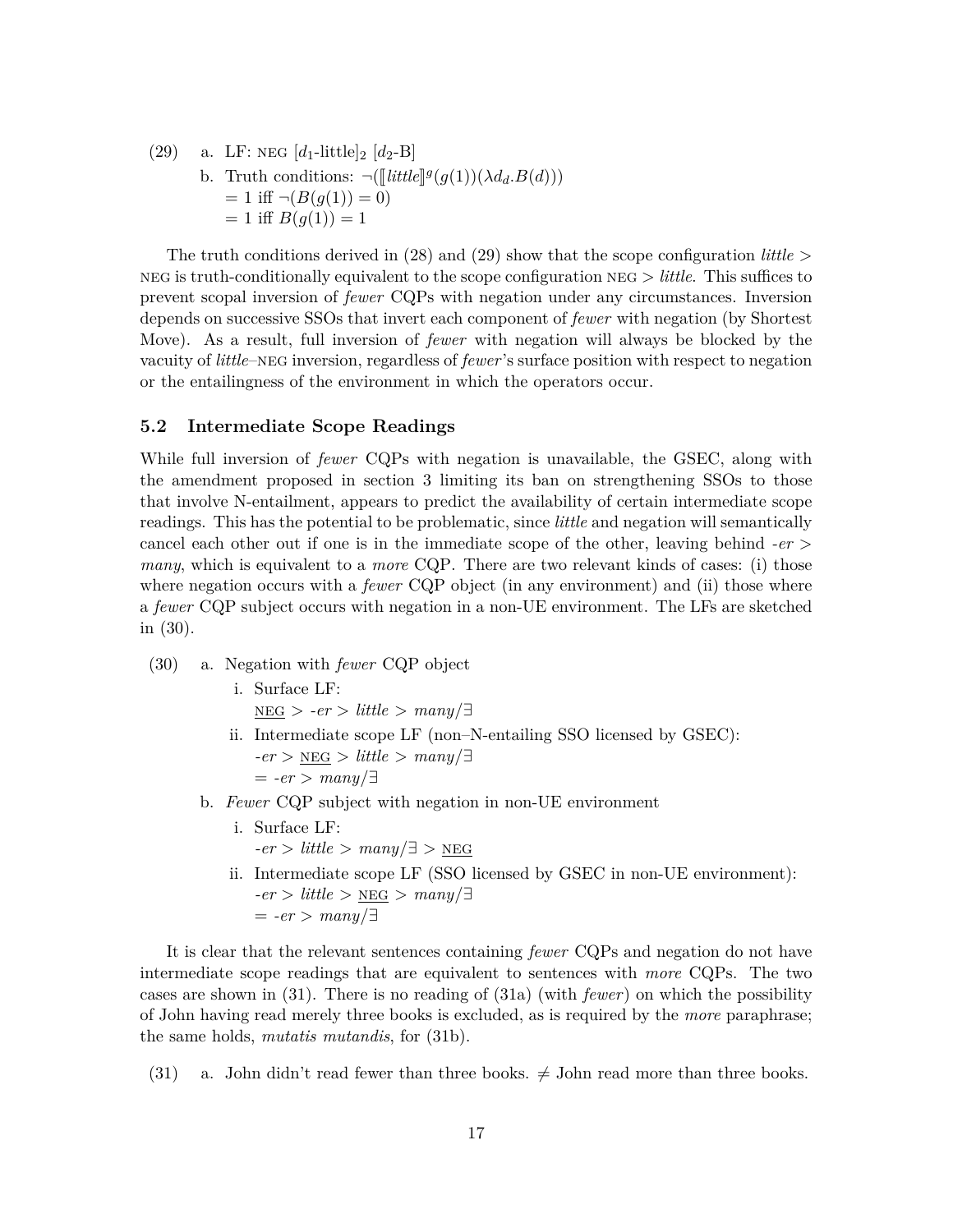(29) a. LF: NEG $[d_1\text{-little}]_2$ $[d_2\text{-B}]$

b. Truth conditions: $\neg([\![little]\!]^g(g(1))(\lambda d_d.B(d)))$
$= 1$ iff $\neg(B(g(1)) = 0)$
$= 1$ iff $B(g(1)) = 1$

The truth conditions derived in (28) and (29) show that the scope configuration *little* > NEG is truth-conditionally equivalent to the scope configuration NEG > *little*. This suffices to prevent scopal inversion of *fewer* CQPs with negation under any circumstances. Inversion depends on successive SSOs that invert each component of *fewer* with negation (by Shortest Move). As a result, full inversion of *fewer* with negation will always be blocked by the vacuity of *little*–NEG inversion, regardless of *fewer*'s surface position with respect to negation or the entailingness of the environment in which the operators occur.

### 5.2 Intermediate Scope Readings

While full inversion of *fewer* CQPs with negation is unavailable, the GSEC, along with the amendment proposed in section 3 limiting its ban on strengthening SSOs to those that involve N-entailment, appears to predict the availability of certain intermediate scope readings. This has the potential to be problematic, since *little* and negation will semantically cancel each other out if one is in the immediate scope of the other, leaving behind *-er* > *many*, which is equivalent to a *more* CQP. There are two relevant kinds of cases: (i) those where negation occurs with a *fewer* CQP object (in any environment) and (ii) those where a *fewer* CQP subject occurs with negation in a non-UE environment. The LFs are sketched in (30).

(30) a. Negation with *fewer* CQP object

i. Surface LF:
<u>NEG</u> > *-er* > *little* > *many*/$\exists$

ii. Intermediate scope LF (non–N-entailing SSO licensed by GSEC):
*-er* > <u>NEG</u> > *little* > *many*/$\exists$
= *-er* > *many*/$\exists$

b. *Fewer* CQP subject with negation in non-UE environment

i. Surface LF:
*-er* > *little* > *many*/$\exists$ > <u>NEG</u>

ii. Intermediate scope LF (SSO licensed by GSEC in non-UE environment):
*-er* > *little* > <u>NEG</u> > *many*/$\exists$
= *-er* > *many*/$\exists$

It is clear that the relevant sentences containing *fewer* CQPs and negation do not have intermediate scope readings that are equivalent to sentences with *more* CQPs. The two cases are shown in (31). There is no reading of (31a) (with *fewer*) on which the possibility of John having read merely three books is excluded, as is required by the *more* paraphrase; the same holds, *mutatis mutandis*, for (31b).

(31) a. John didn't read fewer than three books. $\neq$ John read more than three books.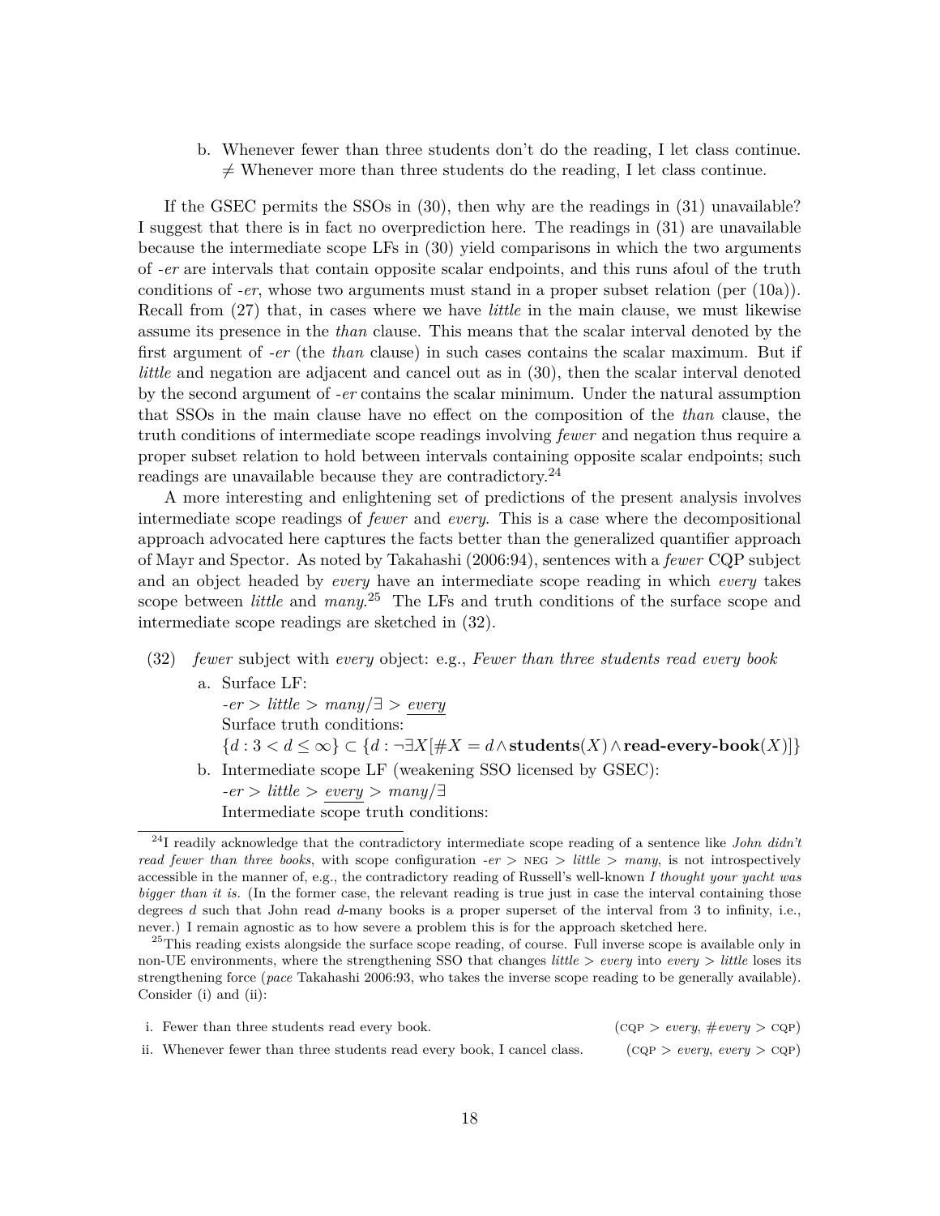b. Whenever fewer than three students don't do the reading, I let class continue.
   $\neq$ Whenever more than three students do the reading, I let class continue.

If the GSEC permits the SSOs in (30), then why are the readings in (31) unavailable? I suggest that there is in fact no overprediction here. The readings in (31) are unavailable because the intermediate scope LFs in (30) yield comparisons in which the two arguments of *-er* are intervals that contain opposite scalar endpoints, and this runs afoul of the truth conditions of *-er*, whose two arguments must stand in a proper subset relation (per (10a)). Recall from (27) that, in cases where we have *little* in the main clause, we must likewise assume its presence in the *than* clause. This means that the scalar interval denoted by the first argument of *-er* (the *than* clause) in such cases contains the scalar maximum. But if *little* and negation are adjacent and cancel out as in (30), then the scalar interval denoted by the second argument of *-er* contains the scalar minimum. Under the natural assumption that SSOs in the main clause have no effect on the composition of the *than* clause, the truth conditions of intermediate scope readings involving *fewer* and negation thus require a proper subset relation to hold between intervals containing opposite scalar endpoints; such readings are unavailable because they are contradictory.[24]

A more interesting and enlightening set of predictions of the present analysis involves intermediate scope readings of *fewer* and *every*. This is a case where the decompositional approach advocated here captures the facts better than the generalized quantifier approach of Mayr and Spector. As noted by Takahashi (2006:94), sentences with a *fewer* CQP subject and an object headed by *every* have an intermediate scope reading in which *every* takes scope between *little* and *many*.[25] The LFs and truth conditions of the surface scope and intermediate scope readings are sketched in (32).

(32) *fewer* subject with *every* object: e.g., *Fewer than three students read every book*

a. Surface LF:
   *-er* > *little* > *many*/$\exists$ > <u>*every*</u>
   Surface truth conditions:
   $\{d : 3 < d \leq \infty\} \subset \{d : \neg\exists X[\#X = d \wedge \textbf{students}(X) \wedge \textbf{read-every-book}(X)]\}$

b. Intermediate scope LF (weakening SSO licensed by GSEC):
   *-er* > *little* > <u>*every*</u> > *many*/$\exists$
   Intermediate scope truth conditions:

---

[24] I readily acknowledge that the contradictory intermediate scope reading of a sentence like *John didn't read fewer than three books*, with scope configuration *-er* > NEG > *little* > *many*, is not introspectively accessible in the manner of, e.g., the contradictory reading of Russell's well-known *I thought your yacht was bigger than it is.* (In the former case, the relevant reading is true just in case the interval containing those degrees $d$ such that John read $d$-many books is a proper superset of the interval from 3 to infinity, i.e., never.) I remain agnostic as to how severe a problem this is for the approach sketched here.

[25] This reading exists alongside the surface scope reading, of course. Full inverse scope is available only in non-UE environments, where the strengthening SSO that changes *little* > *every* into *every* > *little* loses its strengthening force (*pace* Takahashi 2006:93, who takes the inverse scope reading to be generally available). Consider (i) and (ii):

i. Fewer than three students read every book. (CQP > *every*, #*every* > CQP)

ii. Whenever fewer than three students read every book, I cancel class. (CQP > *every*, *every* > CQP)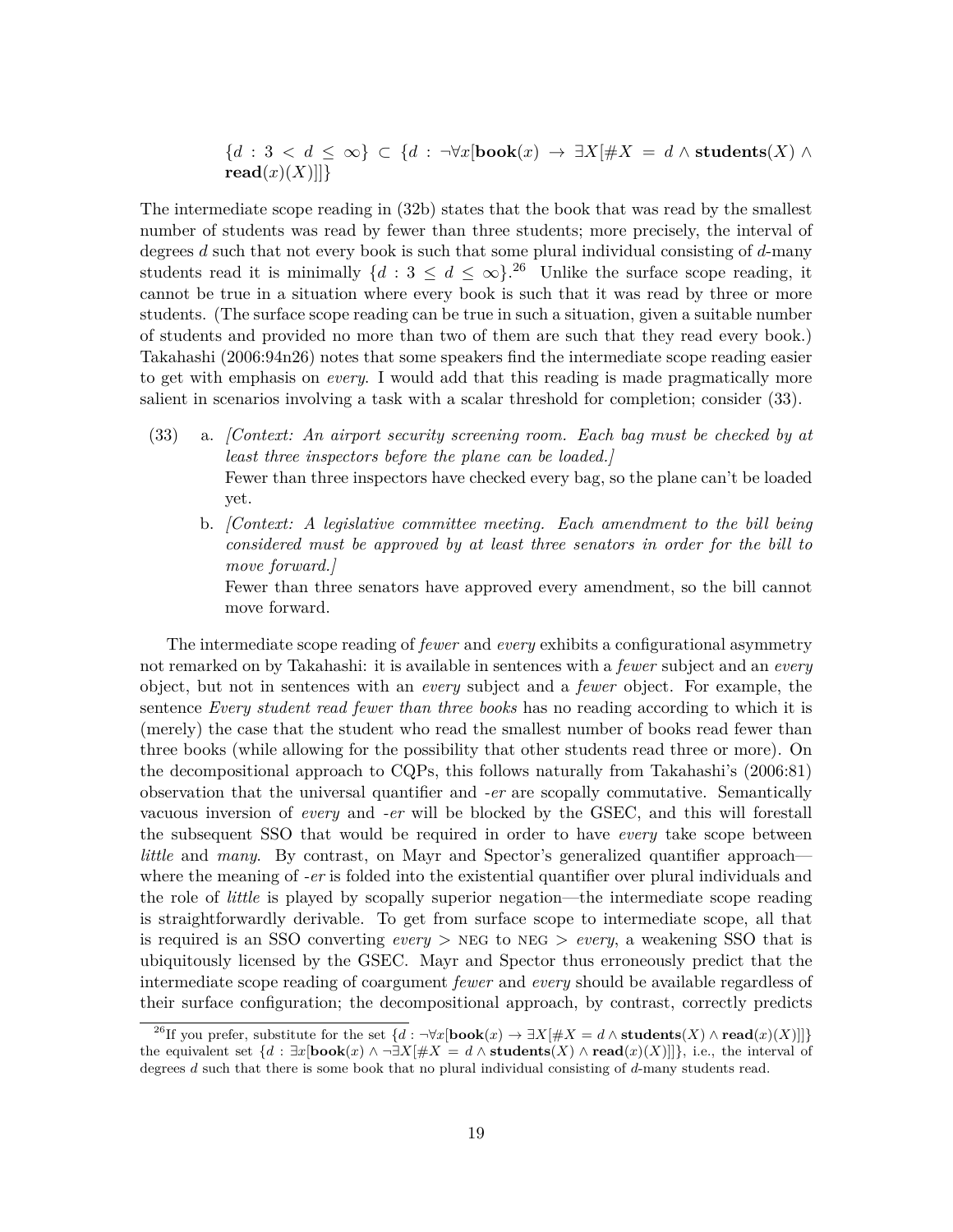$\{d : 3 < d \leq \infty\} \subset \{d : \neg\forall x[\mathbf{book}(x) \rightarrow \exists X[\#X = d \wedge \mathbf{students}(X) \wedge \mathbf{read}(x)(X)]]\}$

The intermediate scope reading in (32b) states that the book that was read by the smallest number of students was read by fewer than three students; more precisely, the interval of degrees $d$ such that not every book is such that some plural individual consisting of $d$-many students read it is minimally $\{d : 3 \leq d \leq \infty\}$.[26] Unlike the surface scope reading, it cannot be true in a situation where every book is such that it was read by three or more students. (The surface scope reading can be true in such a situation, given a suitable number of students and provided no more than two of them are such that they read every book.) Takahashi (2006:94n26) notes that some speakers find the intermediate scope reading easier to get with emphasis on *every*. I would add that this reading is made pragmatically more salient in scenarios involving a task with a scalar threshold for completion; consider (33).

(33) a. *[Context: An airport security screening room. Each bag must be checked by at least three inspectors before the plane can be loaded.]*
Fewer than three inspectors have checked every bag, so the plane can't be loaded yet.

b. *[Context: A legislative committee meeting. Each amendment to the bill being considered must be approved by at least three senators in order for the bill to move forward.]*
Fewer than three senators have approved every amendment, so the bill cannot move forward.

The intermediate scope reading of *fewer* and *every* exhibits a configurational asymmetry not remarked on by Takahashi: it is available in sentences with a *fewer* subject and an *every* object, but not in sentences with an *every* subject and a *fewer* object. For example, the sentence *Every student read fewer than three books* has no reading according to which it is (merely) the case that the student who read the smallest number of books read fewer than three books (while allowing for the possibility that other students read three or more). On the decompositional approach to CQPs, this follows naturally from Takahashi's (2006:81) observation that the universal quantifier and *-er* are scopally commutative. Semantically vacuous inversion of *every* and *-er* will be blocked by the GSEC, and this will forestall the subsequent SSO that would be required in order to have *every* take scope between *little* and *many*. By contrast, on Mayr and Spector's generalized quantifier approach—where the meaning of *-er* is folded into the existential quantifier over plural individuals and the role of *little* is played by scopally superior negation—the intermediate scope reading is straightforwardly derivable. To get from surface scope to intermediate scope, all that is required is an SSO converting *every* > NEG to NEG > *every*, a weakening SSO that is ubiquitously licensed by the GSEC. Mayr and Spector thus erroneously predict that the intermediate scope reading of coargument *fewer* and *every* should be available regardless of their surface configuration; the decompositional approach, by contrast, correctly predicts

[26] If you prefer, substitute for the set $\{d : \neg\forall x[\mathbf{book}(x) \rightarrow \exists X[\#X = d \wedge \mathbf{students}(X) \wedge \mathbf{read}(x)(X)]]\}$ the equivalent set $\{d : \exists x[\mathbf{book}(x) \wedge \neg\exists X[\#X = d \wedge \mathbf{students}(X) \wedge \mathbf{read}(x)(X)]]\}$, i.e., the interval of degrees $d$ such that there is some book that no plural individual consisting of $d$-many students read.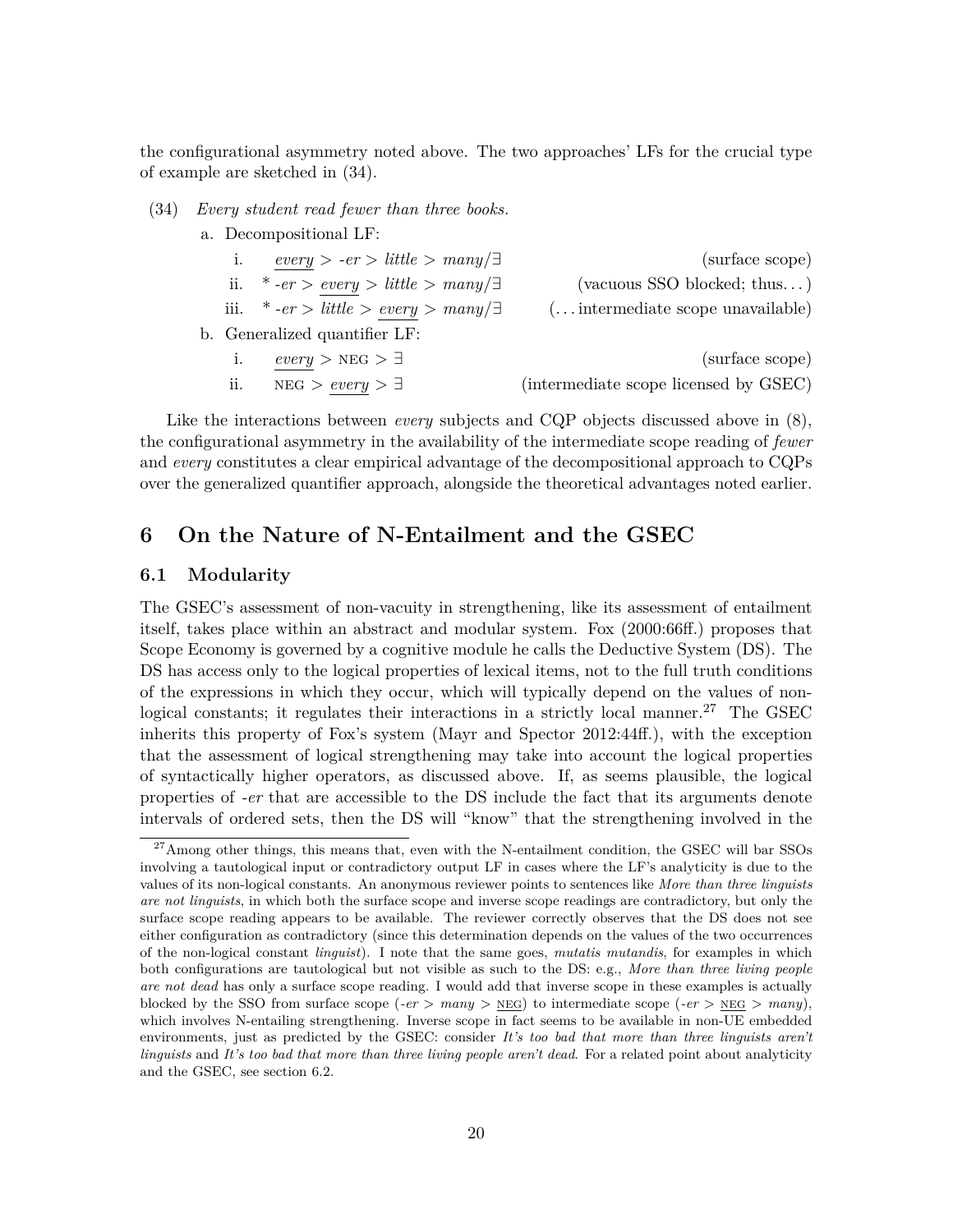the configurational asymmetry noted above. The two approaches' LFs for the crucial type of example are sketched in (34).

(34) *Every student read fewer than three books.*

a. Decompositional LF:

i. *every* > *-er* > *little* > *many*/∃ (surface scope)

ii. * *-er* > *every* > *little* > *many*/∃ (vacuous SSO blocked; thus...)

iii. * *-er* > *little* > *every* > *many*/∃ (...intermediate scope unavailable)

b. Generalized quantifier LF:

i. *every* > NEG > ∃ (surface scope)

ii. NEG > *every* > ∃ (intermediate scope licensed by GSEC)

Like the interactions between *every* subjects and CQP objects discussed above in (8), the configurational asymmetry in the availability of the intermediate scope reading of *fewer* and *every* constitutes a clear empirical advantage of the decompositional approach to CQPs over the generalized quantifier approach, alongside the theoretical advantages noted earlier.

## 6 On the Nature of N-Entailment and the GSEC

### 6.1 Modularity

The GSEC's assessment of non-vacuity in strengthening, like its assessment of entailment itself, takes place within an abstract and modular system. Fox (2000:66ff.) proposes that Scope Economy is governed by a cognitive module he calls the Deductive System (DS). The DS has access only to the logical properties of lexical items, not to the full truth conditions of the expressions in which they occur, which will typically depend on the values of non-logical constants; it regulates their interactions in a strictly local manner.[27] The GSEC inherits this property of Fox's system (Mayr and Spector 2012:44ff.), with the exception that the assessment of logical strengthening may take into account the logical properties of syntactically higher operators, as discussed above. If, as seems plausible, the logical properties of *-er* that are accessible to the DS include the fact that its arguments denote intervals of ordered sets, then the DS will "know" that the strengthening involved in the

[27] Among other things, this means that, even with the N-entailment condition, the GSEC will bar SSOs involving a tautological input or contradictory output LF in cases where the LF's analyticity is due to the values of its non-logical constants. An anonymous reviewer points to sentences like *More than three linguists are not linguists*, in which both the surface scope and inverse scope readings are contradictory, but only the surface scope reading appears to be available. The reviewer correctly observes that the DS does not see either configuration as contradictory (since this determination depends on the values of the two occurrences of the non-logical constant *linguist*). I note that the same goes, *mutatis mutandis*, for examples in which both configurations are tautological but not visible as such to the DS: e.g., *More than three living people are not dead* has only a surface scope reading. I would add that inverse scope in these examples is actually blocked by the SSO from surface scope (*-er* > *many* > NEG) to intermediate scope (*-er* > NEG > *many*), which involves N-entailing strengthening. Inverse scope in fact seems to be available in non-UE embedded environments, just as predicted by the GSEC: consider *It's too bad that more than three linguists aren't linguists* and *It's too bad that more than three living people aren't dead*. For a related point about analyticity and the GSEC, see section 6.2.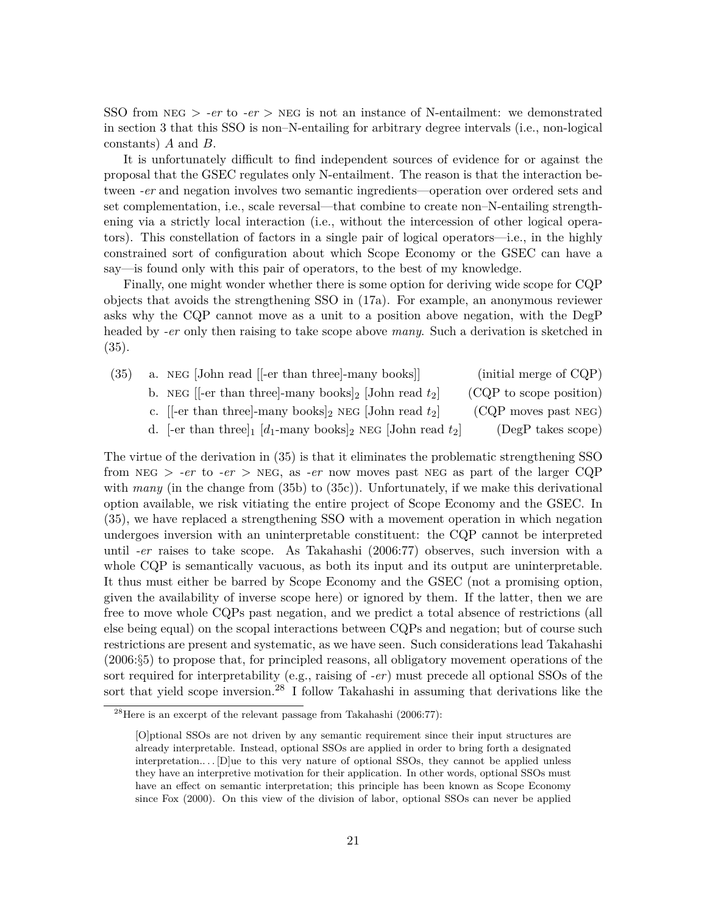SSO from NEG > *-er* to *-er* > NEG is not an instance of N-entailment: we demonstrated in section 3 that this SSO is non–N-entailing for arbitrary degree intervals (i.e., non-logical constants) $A$ and $B$.

It is unfortunately difficult to find independent sources of evidence for or against the proposal that the GSEC regulates only N-entailment. The reason is that the interaction between *-er* and negation involves two semantic ingredients—operation over ordered sets and set complementation, i.e., scale reversal—that combine to create non–N-entailing strengthening via a strictly local interaction (i.e., without the intercession of other logical operators). This constellation of factors in a single pair of logical operators—i.e., in the highly constrained sort of configuration about which Scope Economy or the GSEC can have a say—is found only with this pair of operators, to the best of my knowledge.

Finally, one might wonder whether there is some option for deriving wide scope for CQP objects that avoids the strengthening SSO in (17a). For example, an anonymous reviewer asks why the CQP cannot move as a unit to a position above negation, with the DegP headed by *-er* only then raising to take scope above *many*. Such a derivation is sketched in (35).

(35)
- a. NEG [John read [[-er than three]-many books]] (initial merge of CQP)
- b. NEG [[-er than three]-many books]$_2$ [John read $t_2$] (CQP to scope position)
- c. [[-er than three]-many books]$_2$ NEG [John read $t_2$] (CQP moves past NEG)
- d. [-er than three]$_1$ [$d_1$-many books]$_2$ NEG [John read $t_2$] (DegP takes scope)

The virtue of the derivation in (35) is that it eliminates the problematic strengthening SSO from NEG > *-er* to *-er* > NEG, as *-er* now moves past NEG as part of the larger CQP with *many* (in the change from (35b) to (35c)). Unfortunately, if we make this derivational option available, we risk vitiating the entire project of Scope Economy and the GSEC. In (35), we have replaced a strengthening SSO with a movement operation in which negation undergoes inversion with an uninterpretable constituent: the CQP cannot be interpreted until *-er* raises to take scope. As Takahashi (2006:77) observes, such inversion with a whole CQP is semantically vacuous, as both its input and its output are uninterpretable. It thus must either be barred by Scope Economy and the GSEC (not a promising option, given the availability of inverse scope here) or ignored by them. If the latter, then we are free to move whole CQPs past negation, and we predict a total absence of restrictions (all else being equal) on the scopal interactions between CQPs and negation; but of course such restrictions are present and systematic, as we have seen. Such considerations lead Takahashi (2006:§5) to propose that, for principled reasons, all obligatory movement operations of the sort required for interpretability (e.g., raising of *-er*) must precede all optional SSOs of the sort that yield scope inversion.[28] I follow Takahashi in assuming that derivations like the

---

[28] Here is an excerpt of the relevant passage from Takahashi (2006:77):

> [O]ptional SSOs are not driven by any semantic requirement since their input structures are already interpretable. Instead, optional SSOs are applied in order to bring forth a designated interpretation.... [D]ue to this very nature of optional SSOs, they cannot be applied unless they have an interpretive motivation for their application. In other words, optional SSOs must have an effect on semantic interpretation; this principle has been known as Scope Economy since Fox (2000). On this view of the division of labor, optional SSOs can never be applied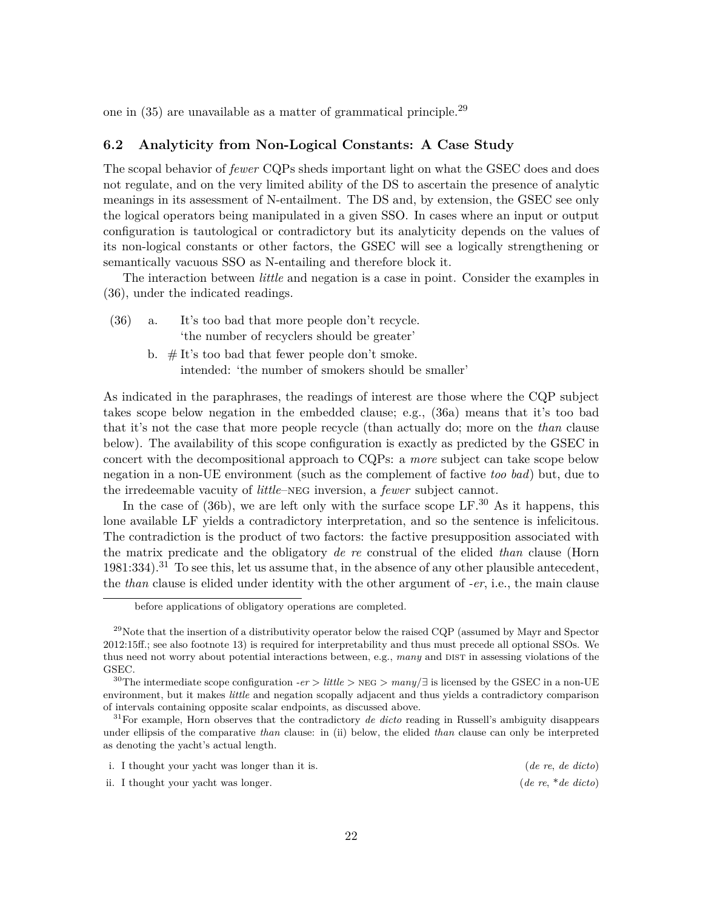one in (35) are unavailable as a matter of grammatical principle.[29]

### 6.2 Analyticity from Non-Logical Constants: A Case Study

The scopal behavior of *fewer* CQPs sheds important light on what the GSEC does and does not regulate, and on the very limited ability of the DS to ascertain the presence of analytic meanings in its assessment of N-entailment. The DS and, by extension, the GSEC see only the logical operators being manipulated in a given SSO. In cases where an input or output configuration is tautological or contradictory but its analyticity depends on the values of its non-logical constants or other factors, the GSEC will see a logically strengthening or semantically vacuous SSO as N-entailing and therefore block it.

The interaction between *little* and negation is a case in point. Consider the examples in (36), under the indicated readings.

(36) a. It's too bad that more people don't recycle.
'the number of recyclers should be greater'

b. # It's too bad that fewer people don't smoke.
intended: 'the number of smokers should be smaller'

As indicated in the paraphrases, the readings of interest are those where the CQP subject takes scope below negation in the embedded clause; e.g., (36a) means that it's too bad that it's not the case that more people recycle (than actually do; more on the *than* clause below). The availability of this scope configuration is exactly as predicted by the GSEC in concert with the decompositional approach to CQPs: a *more* subject can take scope below negation in a non-UE environment (such as the complement of factive *too bad*) but, due to the irredeemable vacuity of *little*–NEG inversion, a *fewer* subject cannot.

In the case of (36b), we are left only with the surface scope LF.[30] As it happens, this lone available LF yields a contradictory interpretation, and so the sentence is infelicitous. The contradiction is the product of two factors: the factive presupposition associated with the matrix predicate and the obligatory *de re* construal of the elided *than* clause (Horn 1981:334).[31] To see this, let us assume that, in the absence of any other plausible antecedent, the *than* clause is elided under identity with the other argument of *-er*, i.e., the main clause

---

before applications of obligatory operations are completed.

[29] Note that the insertion of a distributivity operator below the raised CQP (assumed by Mayr and Spector 2012:15ff.; see also footnote 13) is required for interpretability and thus must precede all optional SSOs. We thus need not worry about potential interactions between, e.g., *many* and DIST in assessing violations of the GSEC.

[30] The intermediate scope configuration *-er* > *little* > NEG > *many*/$\exists$ is licensed by the GSEC in a non-UE environment, but it makes *little* and negation scopally adjacent and thus yields a contradictory comparison of intervals containing opposite scalar endpoints, as discussed above.

[31] For example, Horn observes that the contradictory *de dicto* reading in Russell's ambiguity disappears under ellipsis of the comparative *than* clause: in (ii) below, the elided *than* clause can only be interpreted as denoting the yacht's actual length.

i. I thought your yacht was longer than it is. (*de re*, *de dicto*)

ii. I thought your yacht was longer. (*de re*, \**de dicto*)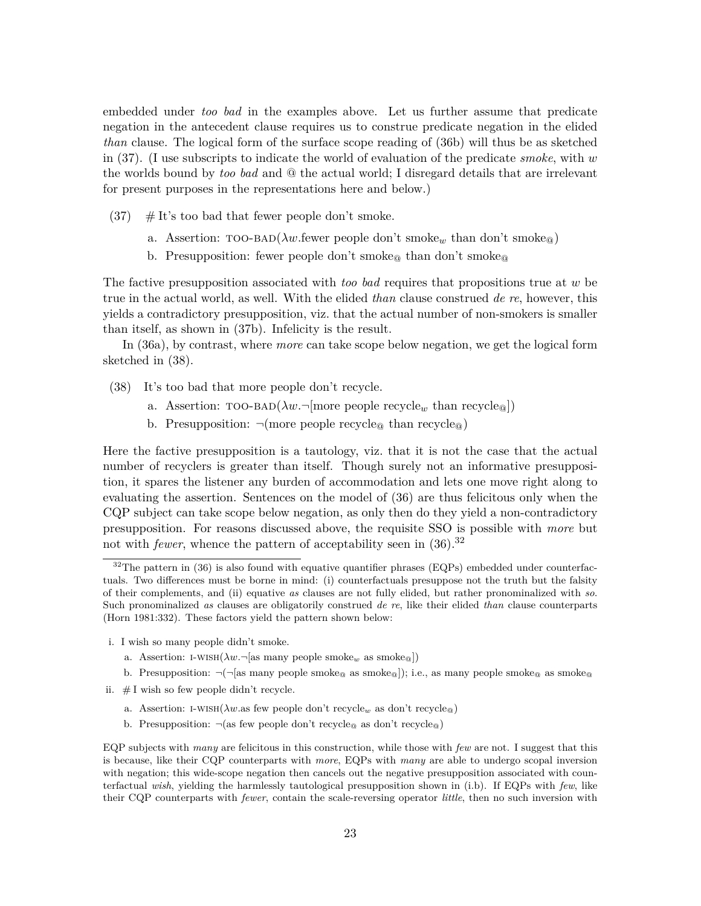embedded under *too bad* in the examples above. Let us further assume that predicate negation in the antecedent clause requires us to construe predicate negation in the elided *than* clause. The logical form of the surface scope reading of (36b) will thus be as sketched in (37). (I use subscripts to indicate the world of evaluation of the predicate *smoke*, with $w$ the worlds bound by *too bad* and @ the actual world; I disregard details that are irrelevant for present purposes in the representations here and below.)

(37) # It's too bad that fewer people don't smoke.

  a. Assertion: TOO-BAD($\lambda w$.fewer people don't smoke$_w$ than don't smoke$_@$)

  b. Presupposition: fewer people don't smoke$_@$ than don't smoke$_@$

The factive presupposition associated with *too bad* requires that propositions true at $w$ be true in the actual world, as well. With the elided *than* clause construed *de re*, however, this yields a contradictory presupposition, viz. that the actual number of non-smokers is smaller than itself, as shown in (37b). Infelicity is the result.

In (36a), by contrast, where *more* can take scope below negation, we get the logical form sketched in (38).

(38) It's too bad that more people don't recycle.

  a. Assertion: TOO-BAD($\lambda w.\neg$[more people recycle$_w$ than recycle$_@$])

  b. Presupposition: $\neg$(more people recycle$_@$ than recycle$_@$)

Here the factive presupposition is a tautology, viz. that it is not the case that the actual number of recyclers is greater than itself. Though surely not an informative presupposition, it spares the listener any burden of accommodation and lets one move right along to evaluating the assertion. Sentences on the model of (36) are thus felicitous only when the CQP subject can take scope below negation, as only then do they yield a non-contradictory presupposition. For reasons discussed above, the requisite SSO is possible with *more* but not with *fewer*, whence the pattern of acceptability seen in (36).[32]

---

[32] The pattern in (36) is also found with equative quantifier phrases (EQPs) embedded under counterfactuals. Two differences must be borne in mind: (i) counterfactuals presuppose not the truth but the falsity of their complements, and (ii) equative *as* clauses are not fully elided, but rather pronominalized with *so*. Such pronominalized *as* clauses are obligatorily construed *de re*, like their elided *than* clause counterparts (Horn 1981:332). These factors yield the pattern shown below:

i. I wish so many people didn't smoke.

  a. Assertion: I-WISH($\lambda w.\neg$[as many people smoke$_w$ as smoke$_@$])

  b. Presupposition: $\neg(\neg$[as many people smoke$_@$ as smoke$_@$]); i.e., as many people smoke$_@$ as smoke$_@$

ii. # I wish so few people didn't recycle.

  a. Assertion: I-WISH($\lambda w$.as few people don't recycle$_w$ as don't recycle$_@$)

  b. Presupposition: $\neg$(as few people don't recycle$_@$ as don't recycle$_@$)

EQP subjects with *many* are felicitous in this construction, while those with *few* are not. I suggest that this is because, like their CQP counterparts with *more*, EQPs with *many* are able to undergo scopal inversion with negation; this wide-scope negation then cancels out the negative presupposition associated with counterfactual *wish*, yielding the harmlessly tautological presupposition shown in (i.b). If EQPs with *few*, like their CQP counterparts with *fewer*, contain the scale-reversing operator *little*, then no such inversion with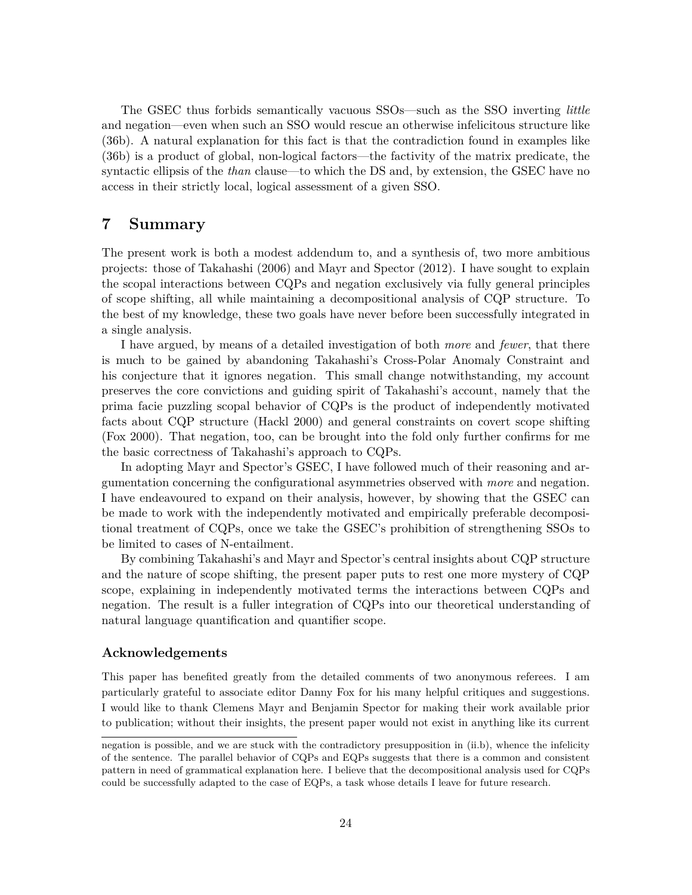The GSEC thus forbids semantically vacuous SSOs—such as the SSO inverting *little* and negation—even when such an SSO would rescue an otherwise infelicitous structure like (36b). A natural explanation for this fact is that the contradiction found in examples like (36b) is a product of global, non-logical factors—the factivity of the matrix predicate, the syntactic ellipsis of the *than* clause—to which the DS and, by extension, the GSEC have no access in their strictly local, logical assessment of a given SSO.

# 7 Summary

The present work is both a modest addendum to, and a synthesis of, two more ambitious projects: those of Takahashi (2006) and Mayr and Spector (2012). I have sought to explain the scopal interactions between CQPs and negation exclusively via fully general principles of scope shifting, all while maintaining a decompositional analysis of CQP structure. To the best of my knowledge, these two goals have never before been successfully integrated in a single analysis.

I have argued, by means of a detailed investigation of both *more* and *fewer*, that there is much to be gained by abandoning Takahashi's Cross-Polar Anomaly Constraint and his conjecture that it ignores negation. This small change notwithstanding, my account preserves the core convictions and guiding spirit of Takahashi's account, namely that the prima facie puzzling scopal behavior of CQPs is the product of independently motivated facts about CQP structure (Hackl 2000) and general constraints on covert scope shifting (Fox 2000). That negation, too, can be brought into the fold only further confirms for me the basic correctness of Takahashi's approach to CQPs.

In adopting Mayr and Spector's GSEC, I have followed much of their reasoning and argumentation concerning the configurational asymmetries observed with *more* and negation. I have endeavoured to expand on their analysis, however, by showing that the GSEC can be made to work with the independently motivated and empirically preferable decompositional treatment of CQPs, once we take the GSEC's prohibition of strengthening SSOs to be limited to cases of N-entailment.

By combining Takahashi's and Mayr and Spector's central insights about CQP structure and the nature of scope shifting, the present paper puts to rest one more mystery of CQP scope, explaining in independently motivated terms the interactions between CQPs and negation. The result is a fuller integration of CQPs into our theoretical understanding of natural language quantification and quantifier scope.

### Acknowledgements

This paper has benefited greatly from the detailed comments of two anonymous referees. I am particularly grateful to associate editor Danny Fox for his many helpful critiques and suggestions. I would like to thank Clemens Mayr and Benjamin Spector for making their work available prior to publication; without their insights, the present paper would not exist in anything like its current

negation is possible, and we are stuck with the contradictory presupposition in (ii.b), whence the infelicity of the sentence. The parallel behavior of CQPs and EQPs suggests that there is a common and consistent pattern in need of grammatical explanation here. I believe that the decompositional analysis used for CQPs could be successfully adapted to the case of EQPs, a task whose details I leave for future research.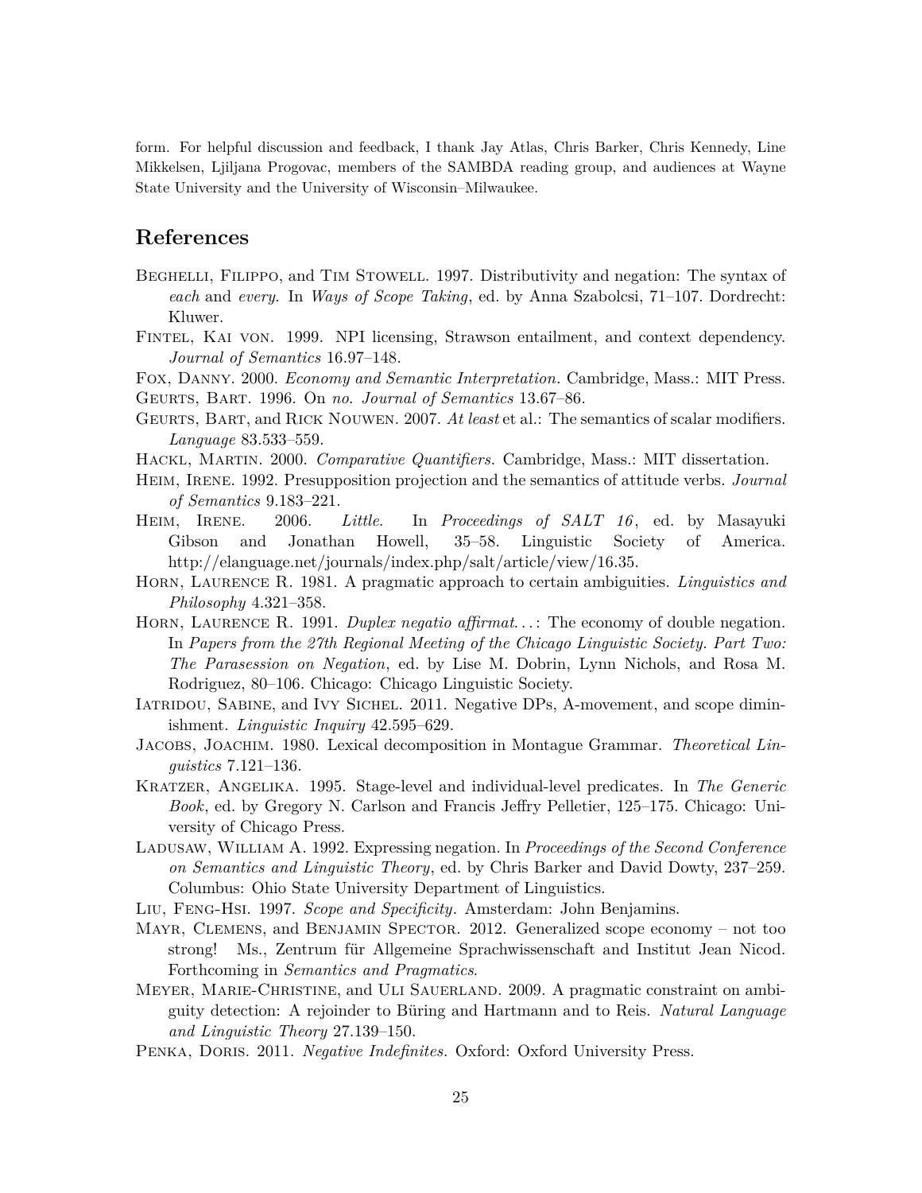form. For helpful discussion and feedback, I thank Jay Atlas, Chris Barker, Chris Kennedy, Line Mikkelsen, Ljiljana Progovac, members of the SAMBDA reading group, and audiences at Wayne State University and the University of Wisconsin–Milwaukee.

## References

Beghelli, Filippo, and Tim Stowell. 1997. Distributivity and negation: The syntax of *each* and *every*. In *Ways of Scope Taking*, ed. by Anna Szabolcsi, 71–107. Dordrecht: Kluwer.

Fintel, Kai von. 1999. NPI licensing, Strawson entailment, and context dependency. *Journal of Semantics* 16.97–148.

Fox, Danny. 2000. *Economy and Semantic Interpretation*. Cambridge, Mass.: MIT Press.

Geurts, Bart. 1996. On *no*. *Journal of Semantics* 13.67–86.

Geurts, Bart, and Rick Nouwen. 2007. *At least* et al.: The semantics of scalar modifiers. *Language* 83.533–559.

Hackl, Martin. 2000. *Comparative Quantifiers*. Cambridge, Mass.: MIT dissertation.

Heim, Irene. 1992. Presupposition projection and the semantics of attitude verbs. *Journal of Semantics* 9.183–221.

Heim, Irene. 2006. *Little*. In *Proceedings of SALT 16*, ed. by Masayuki Gibson and Jonathan Howell, 35–58. Linguistic Society of America. http://elanguage.net/journals/index.php/salt/article/view/16.35.

Horn, Laurence R. 1981. A pragmatic approach to certain ambiguities. *Linguistics and Philosophy* 4.321–358.

Horn, Laurence R. 1991. *Duplex negatio affirmat. . .*: The economy of double negation. In *Papers from the 27th Regional Meeting of the Chicago Linguistic Society. Part Two: The Parasession on Negation*, ed. by Lise M. Dobrin, Lynn Nichols, and Rosa M. Rodriguez, 80–106. Chicago: Chicago Linguistic Society.

Iatridou, Sabine, and Ivy Sichel. 2011. Negative DPs, A-movement, and scope diminishment. *Linguistic Inquiry* 42.595–629.

Jacobs, Joachim. 1980. Lexical decomposition in Montague Grammar. *Theoretical Linguistics* 7.121–136.

Kratzer, Angelika. 1995. Stage-level and individual-level predicates. In *The Generic Book*, ed. by Gregory N. Carlson and Francis Jeffry Pelletier, 125–175. Chicago: University of Chicago Press.

Ladusaw, William A. 1992. Expressing negation. In *Proceedings of the Second Conference on Semantics and Linguistic Theory*, ed. by Chris Barker and David Dowty, 237–259. Columbus: Ohio State University Department of Linguistics.

Liu, Feng-Hsi. 1997. *Scope and Specificity*. Amsterdam: John Benjamins.

Mayr, Clemens, and Benjamin Spector. 2012. Generalized scope economy – not too strong! Ms., Zentrum für Allgemeine Sprachwissenschaft and Institut Jean Nicod. Forthcoming in *Semantics and Pragmatics*.

Meyer, Marie-Christine, and Uli Sauerland. 2009. A pragmatic constraint on ambiguity detection: A rejoinder to Büring and Hartmann and to Reis. *Natural Language and Linguistic Theory* 27.139–150.

Penka, Doris. 2011. *Negative Indefinites*. Oxford: Oxford University Press.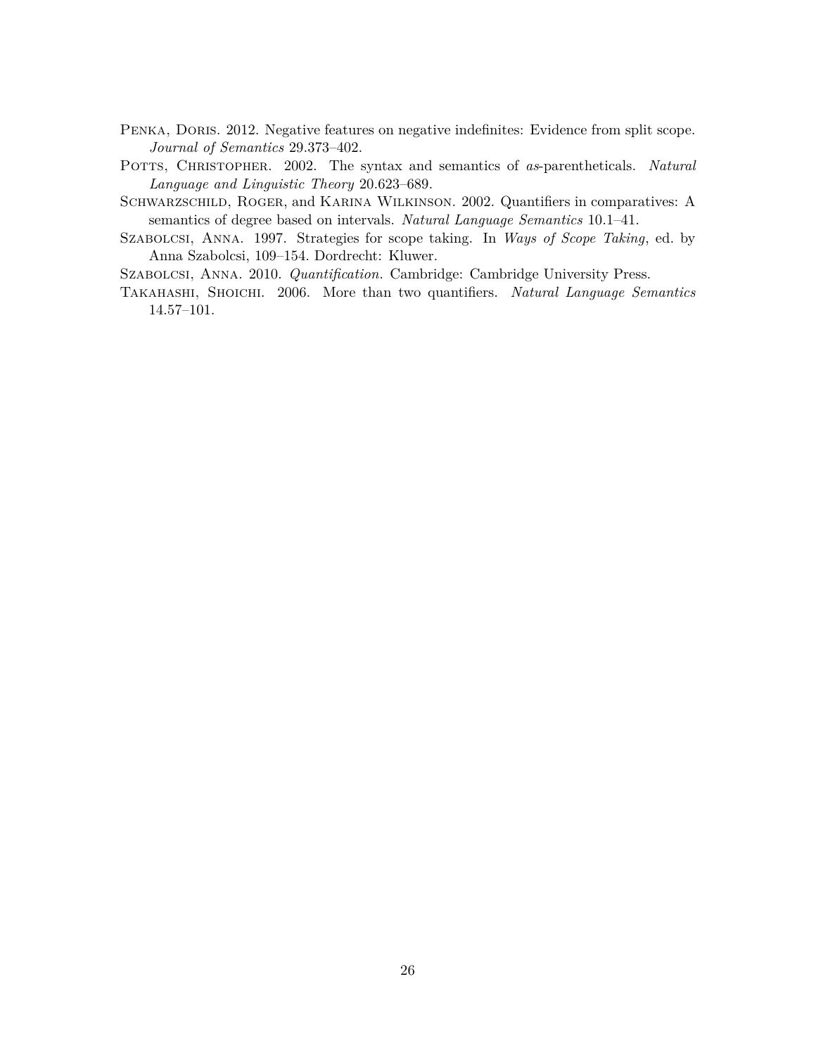Penka, Doris. 2012. Negative features on negative indefinites: Evidence from split scope. *Journal of Semantics* 29.373–402.

Potts, Christopher. 2002. The syntax and semantics of *as*-parentheticals. *Natural Language and Linguistic Theory* 20.623–689.

Schwarzschild, Roger, and Karina Wilkinson. 2002. Quantifiers in comparatives: A semantics of degree based on intervals. *Natural Language Semantics* 10.1–41.

Szabolcsi, Anna. 1997. Strategies for scope taking. In *Ways of Scope Taking*, ed. by Anna Szabolcsi, 109–154. Dordrecht: Kluwer.

Szabolcsi, Anna. 2010. *Quantification*. Cambridge: Cambridge University Press.

Takahashi, Shoichi. 2006. More than two quantifiers. *Natural Language Semantics* 14.57–101.